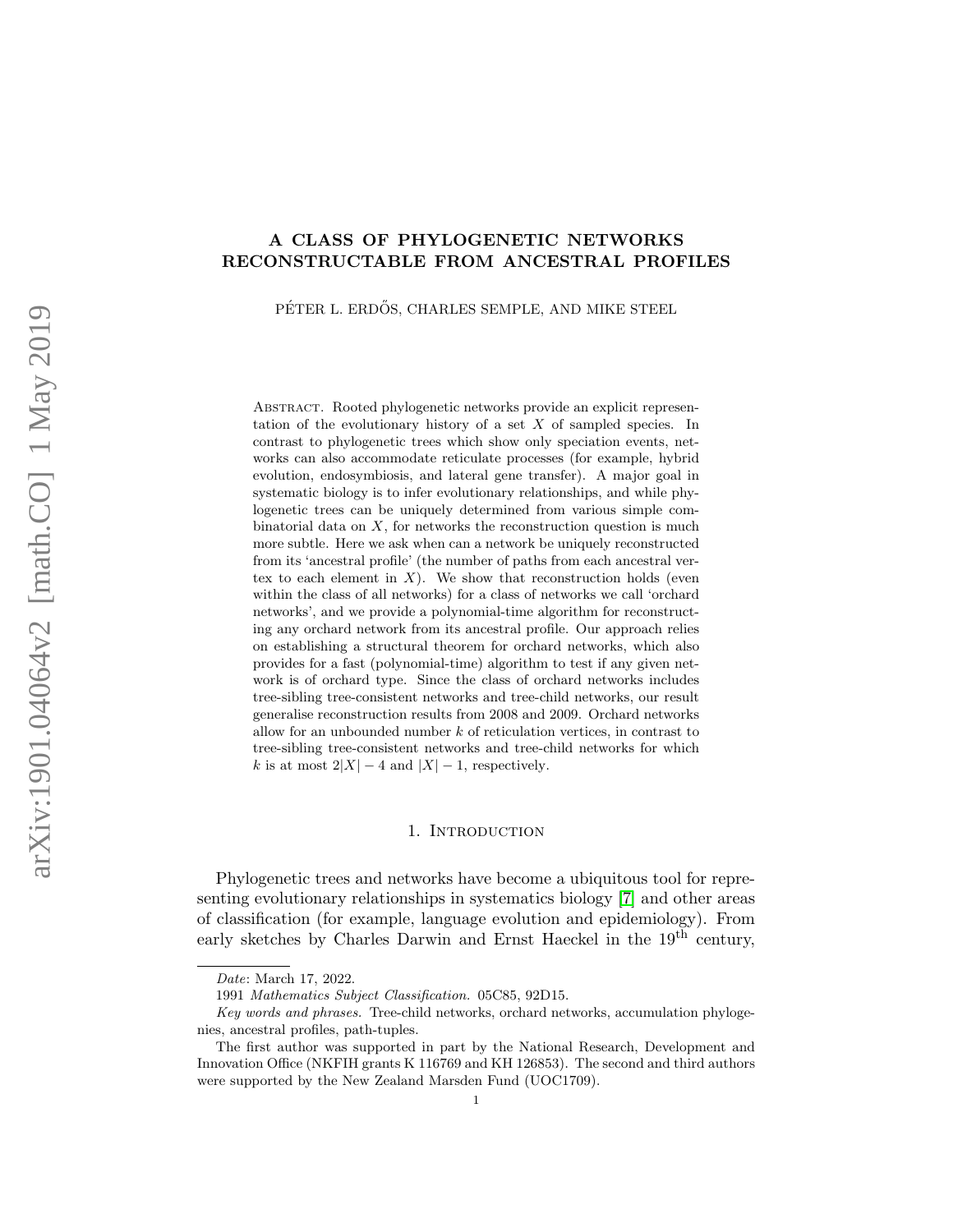# A CLASS OF PHYLOGENETIC NETWORKS RECONSTRUCTABLE FROM ANCESTRAL PROFILES

PÉTER L. ERDŐS, CHARLES SEMPLE, AND MIKE STEEL

Abstract. Rooted phylogenetic networks provide an explicit representation of the evolutionary history of a set $X$ of sampled species. In contrast to phylogenetic trees which show only speciation events, networks can also accommodate reticulate processes (for example, hybrid evolution, endosymbiosis, and lateral gene transfer). A major goal in systematic biology is to infer evolutionary relationships, and while phylogenetic trees can be uniquely determined from various simple combinatorial data on $X$, for networks the reconstruction question is much more subtle. Here we ask when can a network be uniquely reconstructed from its 'ancestral profile' (the number of paths from each ancestral vertex to each element in $X$). We show that reconstruction holds (even within the class of all networks) for a class of networks we call 'orchard networks', and we provide a polynomial-time algorithm for reconstructing any orchard network from its ancestral profile. Our approach relies on establishing a structural theorem for orchard networks, which also provides for a fast (polynomial-time) algorithm to test if any given network is of orchard type. Since the class of orchard networks includes tree-sibling tree-consistent networks and tree-child networks, our result generalise reconstruction results from 2008 and 2009. Orchard networks allow for an unbounded number $k$ of reticulation vertices, in contrast to tree-sibling tree-consistent networks and tree-child networks for which $k$ is at most $2|X|-4$ and $|X|-1$, respectively.

## 1. Introduction

Phylogenetic trees and networks have become a ubiquitous tool for representing evolutionary relationships in systematics biology [7] and other areas of classification (for example, language evolution and epidemiology). From early sketches by Charles Darwin and Ernst Haeckel in the $19^{\text{th}}$ century,

*Date*: March 17, 2022.

1991 *Mathematics Subject Classification.* 05C85, 92D15.

*Key words and phrases.* Tree-child networks, orchard networks, accumulation phylogenies, ancestral profiles, path-tuples.

The first author was supported in part by the National Research, Development and Innovation Office (NKFIH grants K 116769 and KH 126853). The second and third authors were supported by the New Zealand Marsden Fund (UOC1709).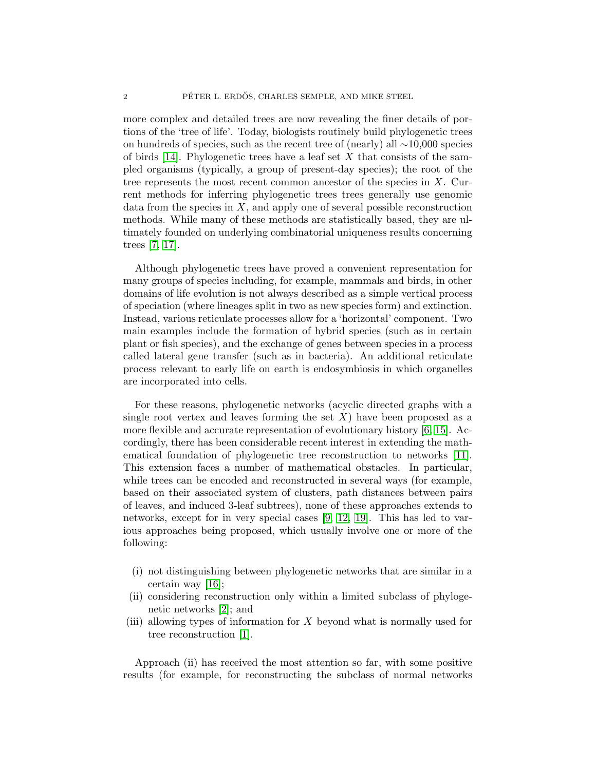more complex and detailed trees are now revealing the finer details of portions of the 'tree of life'. Today, biologists routinely build phylogenetic trees on hundreds of species, such as the recent tree of (nearly) all ∼10,000 species of birds [14]. Phylogenetic trees have a leaf set $X$ that consists of the sampled organisms (typically, a group of present-day species); the root of the tree represents the most recent common ancestor of the species in $X$. Current methods for inferring phylogenetic trees trees generally use genomic data from the species in $X$, and apply one of several possible reconstruction methods. While many of these methods are statistically based, they are ultimately founded on underlying combinatorial uniqueness results concerning trees [7, 17].

Although phylogenetic trees have proved a convenient representation for many groups of species including, for example, mammals and birds, in other domains of life evolution is not always described as a simple vertical process of speciation (where lineages split in two as new species form) and extinction. Instead, various reticulate processes allow for a 'horizontal' component. Two main examples include the formation of hybrid species (such as in certain plant or fish species), and the exchange of genes between species in a process called lateral gene transfer (such as in bacteria). An additional reticulate process relevant to early life on earth is endosymbiosis in which organelles are incorporated into cells.

For these reasons, phylogenetic networks (acyclic directed graphs with a single root vertex and leaves forming the set $X$) have been proposed as a more flexible and accurate representation of evolutionary history [6, 15]. Accordingly, there has been considerable recent interest in extending the mathematical foundation of phylogenetic tree reconstruction to networks [11]. This extension faces a number of mathematical obstacles. In particular, while trees can be encoded and reconstructed in several ways (for example, based on their associated system of clusters, path distances between pairs of leaves, and induced 3-leaf subtrees), none of these approaches extends to networks, except for in very special cases [9, 12, 19]. This has led to various approaches being proposed, which usually involve one or more of the following:

(i) not distinguishing between phylogenetic networks that are similar in a certain way [16];
(ii) considering reconstruction only within a limited subclass of phylogenetic networks [2]; and
(iii) allowing types of information for $X$ beyond what is normally used for tree reconstruction [1].

Approach (ii) has received the most attention so far, with some positive results (for example, for reconstructing the subclass of normal networks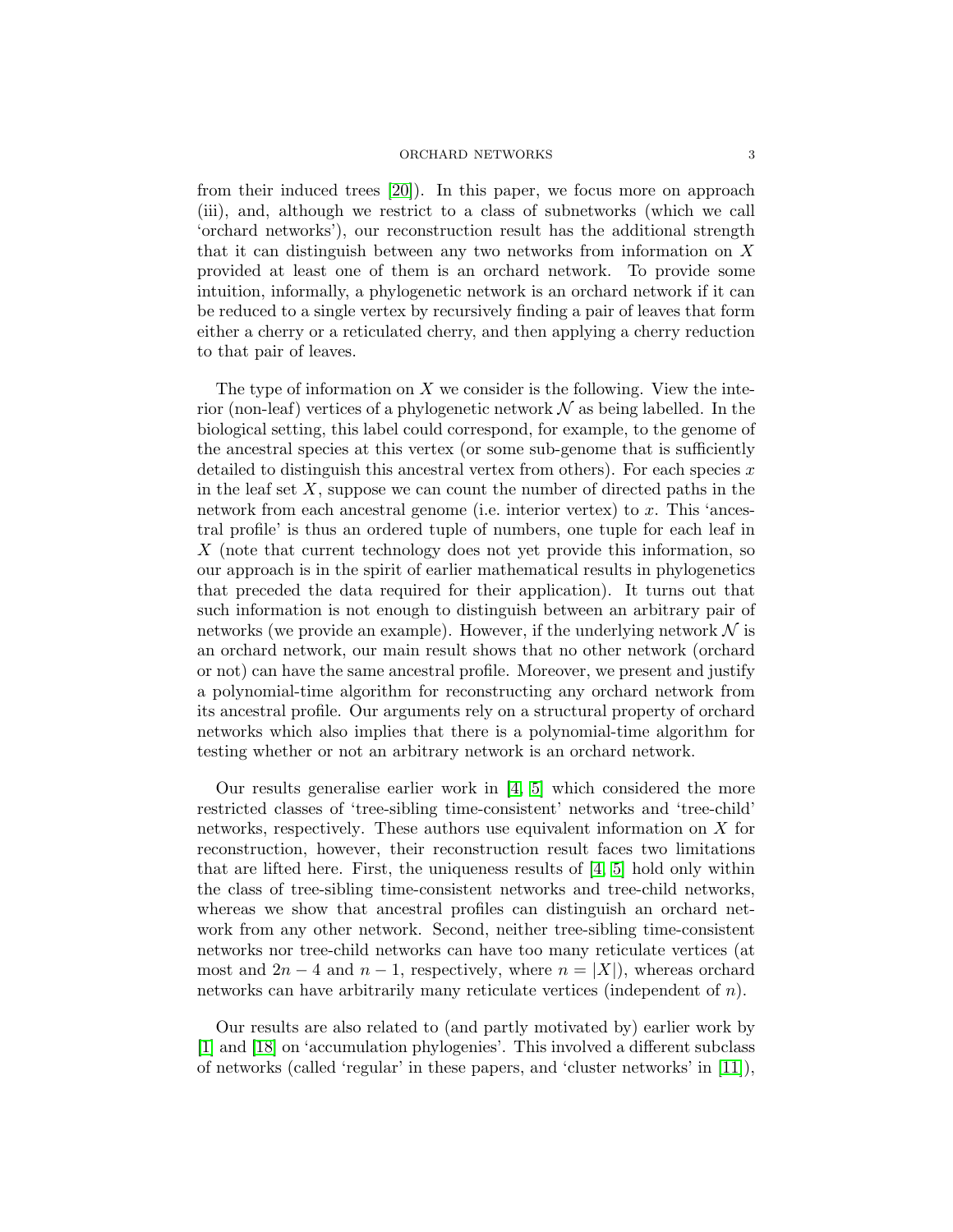from their induced trees [20]). In this paper, we focus more on approach (iii), and, although we restrict to a class of subnetworks (which we call 'orchard networks'), our reconstruction result has the additional strength that it can distinguish between any two networks from information on $X$ provided at least one of them is an orchard network. To provide some intuition, informally, a phylogenetic network is an orchard network if it can be reduced to a single vertex by recursively finding a pair of leaves that form either a cherry or a reticulated cherry, and then applying a cherry reduction to that pair of leaves.

The type of information on $X$ we consider is the following. View the interior (non-leaf) vertices of a phylogenetic network $\mathcal{N}$ as being labelled. In the biological setting, this label could correspond, for example, to the genome of the ancestral species at this vertex (or some sub-genome that is sufficiently detailed to distinguish this ancestral vertex from others). For each species $x$ in the leaf set $X$, suppose we can count the number of directed paths in the network from each ancestral genome (i.e. interior vertex) to $x$. This 'ancestral profile' is thus an ordered tuple of numbers, one tuple for each leaf in $X$ (note that current technology does not yet provide this information, so our approach is in the spirit of earlier mathematical results in phylogenetics that preceded the data required for their application). It turns out that such information is not enough to distinguish between an arbitrary pair of networks (we provide an example). However, if the underlying network $\mathcal{N}$ is an orchard network, our main result shows that no other network (orchard or not) can have the same ancestral profile. Moreover, we present and justify a polynomial-time algorithm for reconstructing any orchard network from its ancestral profile. Our arguments rely on a structural property of orchard networks which also implies that there is a polynomial-time algorithm for testing whether or not an arbitrary network is an orchard network.

Our results generalise earlier work in [4, 5] which considered the more restricted classes of 'tree-sibling time-consistent' networks and 'tree-child' networks, respectively. These authors use equivalent information on $X$ for reconstruction, however, their reconstruction result faces two limitations that are lifted here. First, the uniqueness results of [4, 5] hold only within the class of tree-sibling time-consistent networks and tree-child networks, whereas we show that ancestral profiles can distinguish an orchard network from any other network. Second, neither tree-sibling time-consistent networks nor tree-child networks can have too many reticulate vertices (at most and $2n-4$ and $n-1$, respectively, where $n = |X|$), whereas orchard networks can have arbitrarily many reticulate vertices (independent of $n$).

Our results are also related to (and partly motivated by) earlier work by [1] and [18] on 'accumulation phylogenies'. This involved a different subclass of networks (called 'regular' in these papers, and 'cluster networks' in [11]),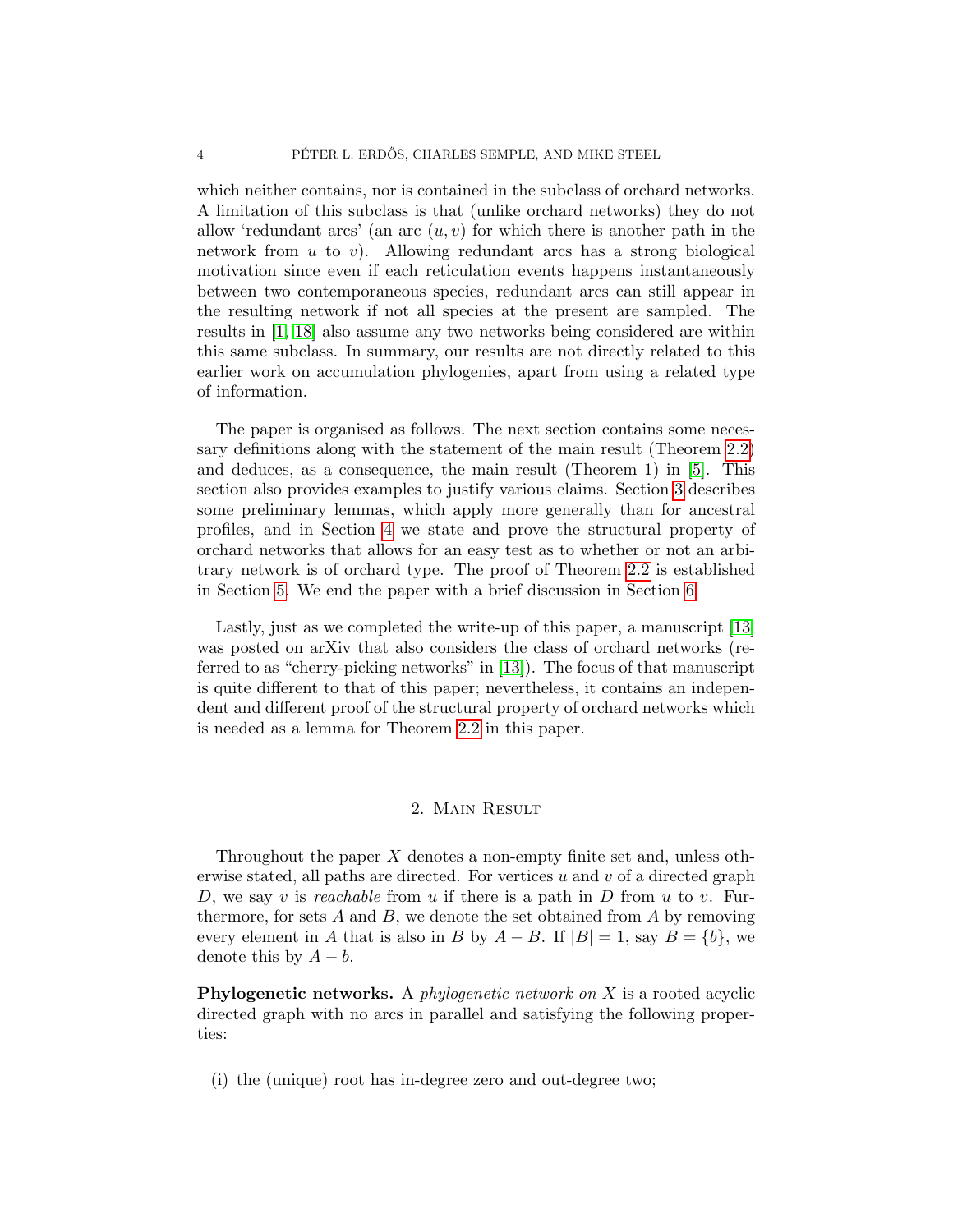which neither contains, nor is contained in the subclass of orchard networks. A limitation of this subclass is that (unlike orchard networks) they do not allow 'redundant arcs' (an arc $(u, v)$ for which there is another path in the network from $u$ to $v$). Allowing redundant arcs has a strong biological motivation since even if each reticulation events happens instantaneously between two contemporaneous species, redundant arcs can still appear in the resulting network if not all species at the present are sampled. The results in [1, 18] also assume any two networks being considered are within this same subclass. In summary, our results are not directly related to this earlier work on accumulation phylogenies, apart from using a related type of information.

The paper is organised as follows. The next section contains some necessary definitions along with the statement of the main result (Theorem 2.2) and deduces, as a consequence, the main result (Theorem 1) in [5]. This section also provides examples to justify various claims. Section 3 describes some preliminary lemmas, which apply more generally than for ancestral profiles, and in Section 4 we state and prove the structural property of orchard networks that allows for an easy test as to whether or not an arbitrary network is of orchard type. The proof of Theorem 2.2 is established in Section 5. We end the paper with a brief discussion in Section 6.

Lastly, just as we completed the write-up of this paper, a manuscript [13] was posted on arXiv that also considers the class of orchard networks (referred to as "cherry-picking networks" in [13]). The focus of that manuscript is quite different to that of this paper; nevertheless, it contains an independent and different proof of the structural property of orchard networks which is needed as a lemma for Theorem 2.2 in this paper.

## 2. Main Result

Throughout the paper $X$ denotes a non-empty finite set and, unless otherwise stated, all paths are directed. For vertices $u$ and $v$ of a directed graph $D$, we say $v$ is *reachable* from $u$ if there is a path in $D$ from $u$ to $v$. Furthermore, for sets $A$ and $B$, we denote the set obtained from $A$ by removing every element in $A$ that is also in $B$ by $A - B$. If $|B| = 1$, say $B = \{b\}$, we denote this by $A - b$.

**Phylogenetic networks.** A *phylogenetic network on $X$* is a rooted acyclic directed graph with no arcs in parallel and satisfying the following properties:

(i) the (unique) root has in-degree zero and out-degree two;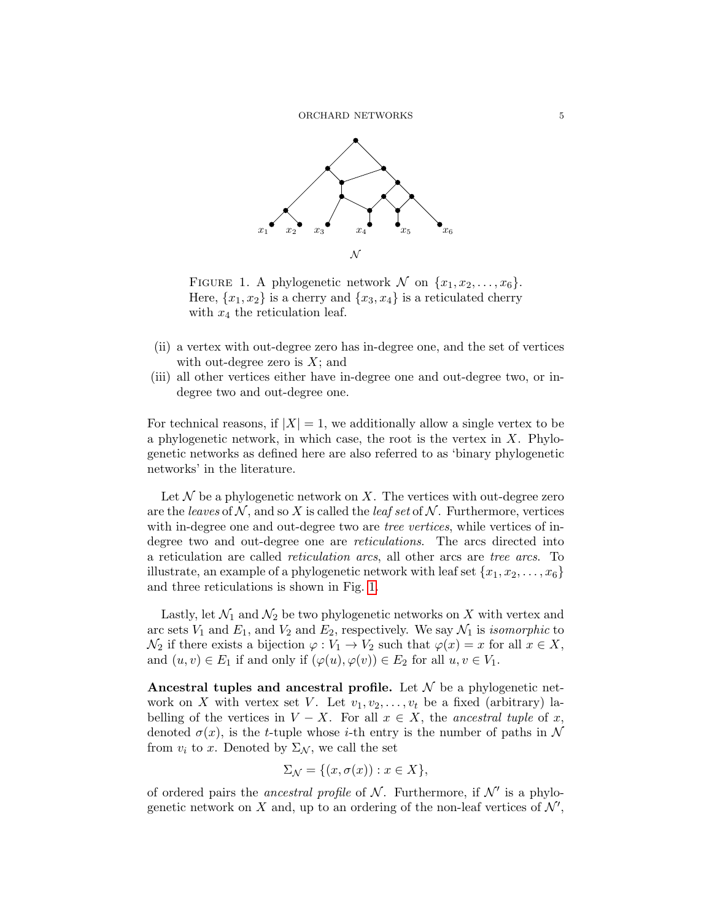FIGURE 1. A phylogenetic network $\mathcal{N}$ on $\{x_1, x_2, \ldots, x_6\}$. Here, $\{x_1, x_2\}$ is a cherry and $\{x_3, x_4\}$ is a reticulated cherry with $x_4$ the reticulation leaf.

(ii) a vertex with out-degree zero has in-degree one, and the set of vertices with out-degree zero is $X$; and

(iii) all other vertices either have in-degree one and out-degree two, or in-degree two and out-degree one.

For technical reasons, if $|X| = 1$, we additionally allow a single vertex to be a phylogenetic network, in which case, the root is the vertex in $X$. Phylogenetic networks as defined here are also referred to as 'binary phylogenetic networks' in the literature.

Let $\mathcal{N}$ be a phylogenetic network on $X$. The vertices with out-degree zero are the *leaves* of $\mathcal{N}$, and so $X$ is called the *leaf set* of $\mathcal{N}$. Furthermore, vertices with in-degree one and out-degree two are *tree vertices*, while vertices of in-degree two and out-degree one are *reticulations*. The arcs directed into a reticulation are called *reticulation arcs*, all other arcs are *tree arcs*. To illustrate, an example of a phylogenetic network with leaf set $\{x_1, x_2, \ldots, x_6\}$ and three reticulations is shown in Fig. 1.

Lastly, let $\mathcal{N}_1$ and $\mathcal{N}_2$ be two phylogenetic networks on $X$ with vertex and arc sets $V_1$ and $E_1$, and $V_2$ and $E_2$, respectively. We say $\mathcal{N}_1$ is *isomorphic* to $\mathcal{N}_2$ if there exists a bijection $\varphi : V_1 \to V_2$ such that $\varphi(x) = x$ for all $x \in X$, and $(u, v) \in E_1$ if and only if $(\varphi(u), \varphi(v)) \in E_2$ for all $u, v \in V_1$.

**Ancestral tuples and ancestral profile.** Let $\mathcal{N}$ be a phylogenetic network on $X$ with vertex set $V$. Let $v_1, v_2, \ldots, v_t$ be a fixed (arbitrary) labelling of the vertices in $V - X$. For all $x \in X$, the *ancestral tuple* of $x$, denoted $\sigma(x)$, is the $t$-tuple whose $i$-th entry is the number of paths in $\mathcal{N}$ from $v_i$ to $x$. Denoted by $\Sigma_{\mathcal{N}}$, we call the set

$$\Sigma_{\mathcal{N}} = \{(x, \sigma(x)) : x \in X\},$$

of ordered pairs the *ancestral profile* of $\mathcal{N}$. Furthermore, if $\mathcal{N}'$ is a phylogenetic network on $X$ and, up to an ordering of the non-leaf vertices of $\mathcal{N}'$,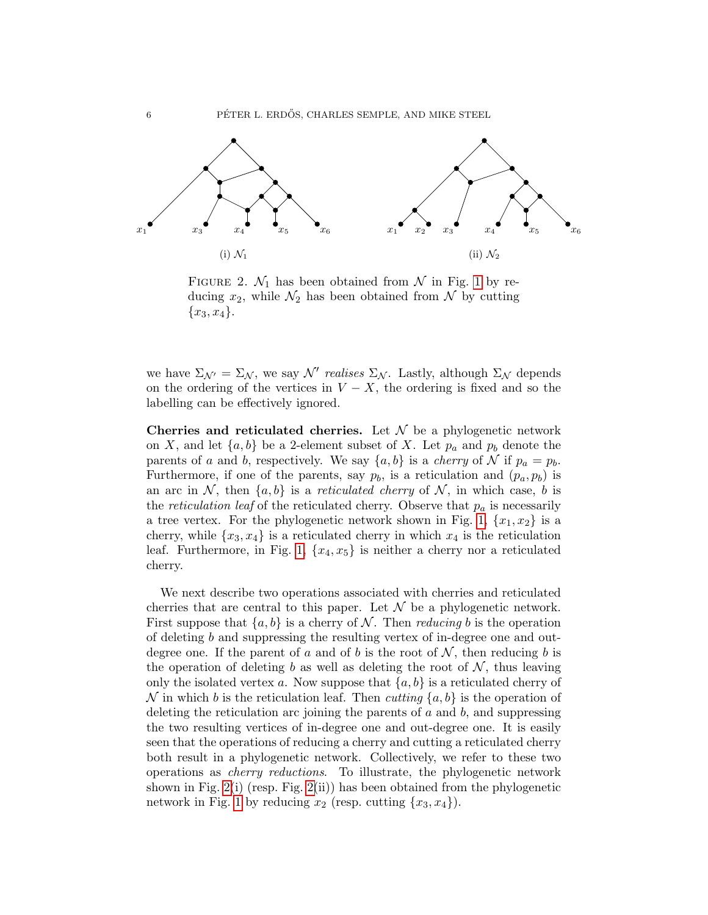(i) $\mathcal{N}_1$

(ii) $\mathcal{N}_2$

FIGURE 2. $\mathcal{N}_1$ has been obtained from $\mathcal{N}$ in Fig. 1 by reducing $x_2$, while $\mathcal{N}_2$ has been obtained from $\mathcal{N}$ by cutting $\{x_3, x_4\}$.

we have $\Sigma_{\mathcal{N}'} = \Sigma_{\mathcal{N}}$, we say $\mathcal{N}'$ *realises* $\Sigma_{\mathcal{N}}$. Lastly, although $\Sigma_{\mathcal{N}}$ depends on the ordering of the vertices in $V - X$, the ordering is fixed and so the labelling can be effectively ignored.

**Cherries and reticulated cherries.** Let $\mathcal{N}$ be a phylogenetic network on $X$, and let $\{a, b\}$ be a 2-element subset of $X$. Let $p_a$ and $p_b$ denote the parents of $a$ and $b$, respectively. We say $\{a, b\}$ is a *cherry* of $\mathcal{N}$ if $p_a = p_b$. Furthermore, if one of the parents, say $p_b$, is a reticulation and $(p_a, p_b)$ is an arc in $\mathcal{N}$, then $\{a, b\}$ is a *reticulated cherry* of $\mathcal{N}$, in which case, $b$ is the *reticulation leaf* of the reticulated cherry. Observe that $p_a$ is necessarily a tree vertex. For the phylogenetic network shown in Fig. 1, $\{x_1, x_2\}$ is a cherry, while $\{x_3, x_4\}$ is a reticulated cherry in which $x_4$ is the reticulation leaf. Furthermore, in Fig. 1, $\{x_4, x_5\}$ is neither a cherry nor a reticulated cherry.

We next describe two operations associated with cherries and reticulated cherries that are central to this paper. Let $\mathcal{N}$ be a phylogenetic network. First suppose that $\{a, b\}$ is a cherry of $\mathcal{N}$. Then *reducing* $b$ is the operation of deleting $b$ and suppressing the resulting vertex of in-degree one and out-degree one. If the parent of $a$ and of $b$ is the root of $\mathcal{N}$, then reducing $b$ is the operation of deleting $b$ as well as deleting the root of $\mathcal{N}$, thus leaving only the isolated vertex $a$. Now suppose that $\{a, b\}$ is a reticulated cherry of $\mathcal{N}$ in which $b$ is the reticulation leaf. Then *cutting* $\{a, b\}$ is the operation of deleting the reticulation arc joining the parents of $a$ and $b$, and suppressing the two resulting vertices of in-degree one and out-degree one. It is easily seen that the operations of reducing a cherry and cutting a reticulated cherry both result in a phylogenetic network. Collectively, we refer to these two operations as *cherry reductions*. To illustrate, the phylogenetic network shown in Fig. 2(i) (resp. Fig. 2(ii)) has been obtained from the phylogenetic network in Fig. 1 by reducing $x_2$ (resp. cutting $\{x_3, x_4\}$).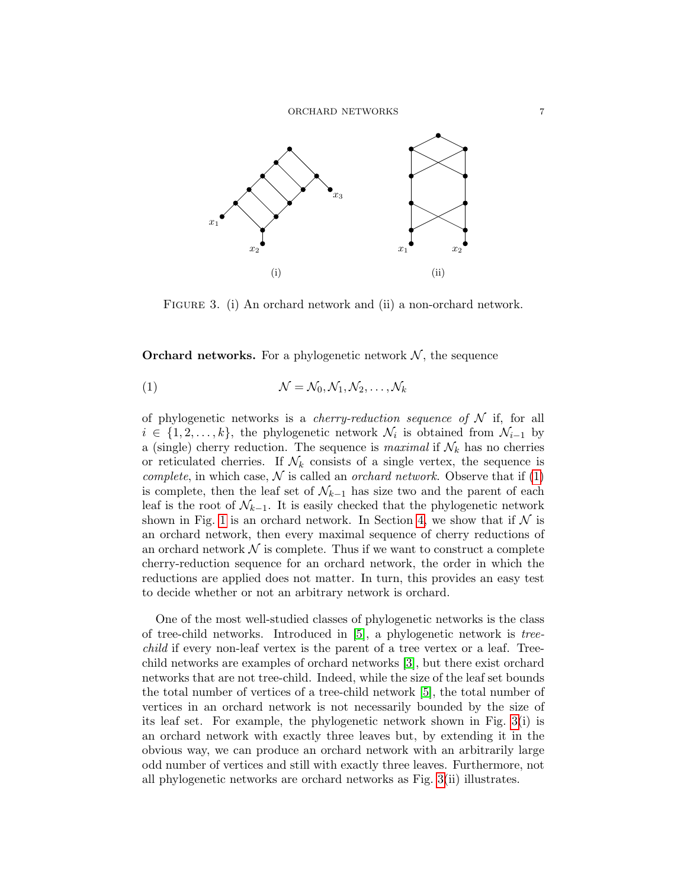FIGURE 3. (i) An orchard network and (ii) a non-orchard network.

**Orchard networks.** For a phylogenetic network $\mathcal{N}$, the sequence

$$\mathcal{N} = \mathcal{N}_0, \mathcal{N}_1, \mathcal{N}_2, \ldots, \mathcal{N}_k \tag{1}$$

of phylogenetic networks is a *cherry-reduction sequence of* $\mathcal{N}$ if, for all $i \in \{1, 2, \ldots, k\}$, the phylogenetic network $\mathcal{N}_i$ is obtained from $\mathcal{N}_{i-1}$ by a (single) cherry reduction. The sequence is *maximal* if $\mathcal{N}_k$ has no cherries or reticulated cherries. If $\mathcal{N}_k$ consists of a single vertex, the sequence is *complete*, in which case, $\mathcal{N}$ is called an *orchard network*. Observe that if (1) is complete, then the leaf set of $\mathcal{N}_{k-1}$ has size two and the parent of each leaf is the root of $\mathcal{N}_{k-1}$. It is easily checked that the phylogenetic network shown in Fig. 1 is an orchard network. In Section 4, we show that if $\mathcal{N}$ is an orchard network, then every maximal sequence of cherry reductions of an orchard network $\mathcal{N}$ is complete. Thus if we want to construct a complete cherry-reduction sequence for an orchard network, the order in which the reductions are applied does not matter. In turn, this provides an easy test to decide whether or not an arbitrary network is orchard.

One of the most well-studied classes of phylogenetic networks is the class of tree-child networks. Introduced in [5], a phylogenetic network is *tree-child* if every non-leaf vertex is the parent of a tree vertex or a leaf. Tree-child networks are examples of orchard networks [3], but there exist orchard networks that are not tree-child. Indeed, while the size of the leaf set bounds the total number of vertices of a tree-child network [5], the total number of vertices in an orchard network is not necessarily bounded by the size of its leaf set. For example, the phylogenetic network shown in Fig. 3(i) is an orchard network with exactly three leaves but, by extending it in the obvious way, we can produce an orchard network with an arbitrarily large odd number of vertices and still with exactly three leaves. Furthermore, not all phylogenetic networks are orchard networks as Fig. 3(ii) illustrates.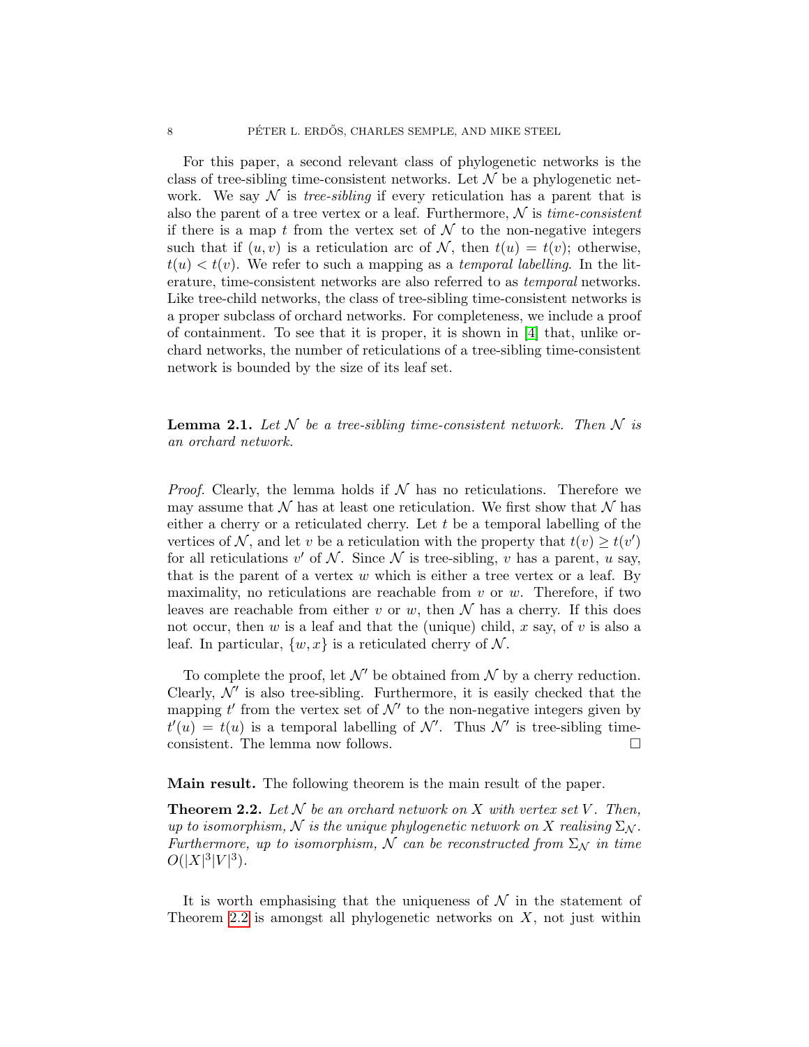For this paper, a second relevant class of phylogenetic networks is the class of tree-sibling time-consistent networks. Let $\mathcal{N}$ be a phylogenetic network. We say $\mathcal{N}$ is *tree-sibling* if every reticulation has a parent that is also the parent of a tree vertex or a leaf. Furthermore, $\mathcal{N}$ is *time-consistent* if there is a map $t$ from the vertex set of $\mathcal{N}$ to the non-negative integers such that if $(u, v)$ is a reticulation arc of $\mathcal{N}$, then $t(u) = t(v)$; otherwise, $t(u) < t(v)$. We refer to such a mapping as a *temporal labelling*. In the literature, time-consistent networks are also referred to as *temporal* networks. Like tree-child networks, the class of tree-sibling time-consistent networks is a proper subclass of orchard networks. For completeness, we include a proof of containment. To see that it is proper, it is shown in [4] that, unlike orchard networks, the number of reticulations of a tree-sibling time-consistent network is bounded by the size of its leaf set.

**Lemma 2.1.** *Let $\mathcal{N}$ be a tree-sibling time-consistent network. Then $\mathcal{N}$ is an orchard network.*

*Proof.* Clearly, the lemma holds if $\mathcal{N}$ has no reticulations. Therefore we may assume that $\mathcal{N}$ has at least one reticulation. We first show that $\mathcal{N}$ has either a cherry or a reticulated cherry. Let $t$ be a temporal labelling of the vertices of $\mathcal{N}$, and let $v$ be a reticulation with the property that $t(v) \geq t(v')$ for all reticulations $v'$ of $\mathcal{N}$. Since $\mathcal{N}$ is tree-sibling, $v$ has a parent, $u$ say, that is the parent of a vertex $w$ which is either a tree vertex or a leaf. By maximality, no reticulations are reachable from $v$ or $w$. Therefore, if two leaves are reachable from either $v$ or $w$, then $\mathcal{N}$ has a cherry. If this does not occur, then $w$ is a leaf and that the (unique) child, $x$ say, of $v$ is also a leaf. In particular, $\{w, x\}$ is a reticulated cherry of $\mathcal{N}$.

To complete the proof, let $\mathcal{N}'$ be obtained from $\mathcal{N}$ by a cherry reduction. Clearly, $\mathcal{N}'$ is also tree-sibling. Furthermore, it is easily checked that the mapping $t'$ from the vertex set of $\mathcal{N}'$ to the non-negative integers given by $t'(u) = t(u)$ is a temporal labelling of $\mathcal{N}'$. Thus $\mathcal{N}'$ is tree-sibling time-consistent. The lemma now follows. □

**Main result.** The following theorem is the main result of the paper.

**Theorem 2.2.** *Let $\mathcal{N}$ be an orchard network on $X$ with vertex set $V$. Then, up to isomorphism, $\mathcal{N}$ is the unique phylogenetic network on $X$ realising $\Sigma_{\mathcal{N}}$. Furthermore, up to isomorphism, $\mathcal{N}$ can be reconstructed from $\Sigma_{\mathcal{N}}$ in time $O(|X|^3|V|^3)$.*

It is worth emphasising that the uniqueness of $\mathcal{N}$ in the statement of Theorem 2.2 is amongst all phylogenetic networks on $X$, not just within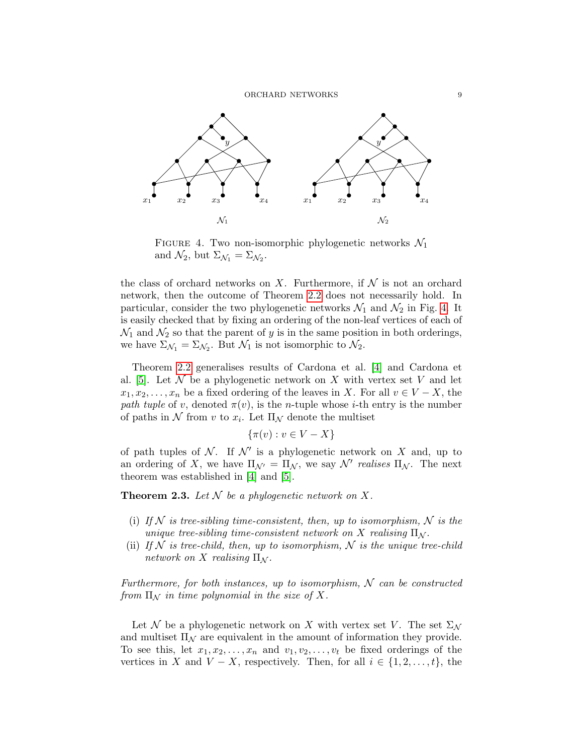FIGURE 4. Two non-isomorphic phylogenetic networks $\mathcal{N}_1$ and $\mathcal{N}_2$, but $\Sigma_{\mathcal{N}_1} = \Sigma_{\mathcal{N}_2}$.

the class of orchard networks on $X$. Furthermore, if $\mathcal{N}$ is not an orchard network, then the outcome of Theorem 2.2 does not necessarily hold. In particular, consider the two phylogenetic networks $\mathcal{N}_1$ and $\mathcal{N}_2$ in Fig. 4. It is easily checked that by fixing an ordering of the non-leaf vertices of each of $\mathcal{N}_1$ and $\mathcal{N}_2$ so that the parent of $y$ is in the same position in both orderings, we have $\Sigma_{\mathcal{N}_1} = \Sigma_{\mathcal{N}_2}$. But $\mathcal{N}_1$ is not isomorphic to $\mathcal{N}_2$.

Theorem 2.2 generalises results of Cardona et al. [4] and Cardona et al. [5]. Let $\mathcal{N}$ be a phylogenetic network on $X$ with vertex set $V$ and let $x_1, x_2, \ldots, x_n$ be a fixed ordering of the leaves in $X$. For all $v \in V - X$, the *path tuple* of $v$, denoted $\pi(v)$, is the $n$-tuple whose $i$-th entry is the number of paths in $\mathcal{N}$ from $v$ to $x_i$. Let $\Pi_{\mathcal{N}}$ denote the multiset

$$\{\pi(v) : v \in V - X\}$$

of path tuples of $\mathcal{N}$. If $\mathcal{N}'$ is a phylogenetic network on $X$ and, up to an ordering of $X$, we have $\Pi_{\mathcal{N}'} = \Pi_{\mathcal{N}}$, we say $\mathcal{N}'$ *realises* $\Pi_{\mathcal{N}}$. The next theorem was established in [4] and [5].

**Theorem 2.3.** *Let $\mathcal{N}$ be a phylogenetic network on $X$.*

(i) *If $\mathcal{N}$ is tree-sibling time-consistent, then, up to isomorphism, $\mathcal{N}$ is the unique tree-sibling time-consistent network on $X$ realising $\Pi_{\mathcal{N}}$.*
(ii) *If $\mathcal{N}$ is tree-child, then, up to isomorphism, $\mathcal{N}$ is the unique tree-child network on $X$ realising $\Pi_{\mathcal{N}}$.*

*Furthermore, for both instances, up to isomorphism, $\mathcal{N}$ can be constructed from $\Pi_{\mathcal{N}}$ in time polynomial in the size of $X$.*

Let $\mathcal{N}$ be a phylogenetic network on $X$ with vertex set $V$. The set $\Sigma_{\mathcal{N}}$ and multiset $\Pi_{\mathcal{N}}$ are equivalent in the amount of information they provide. To see this, let $x_1, x_2, \ldots, x_n$ and $v_1, v_2, \ldots, v_t$ be fixed orderings of the vertices in $X$ and $V - X$, respectively. Then, for all $i \in \{1, 2, \ldots, t\}$, the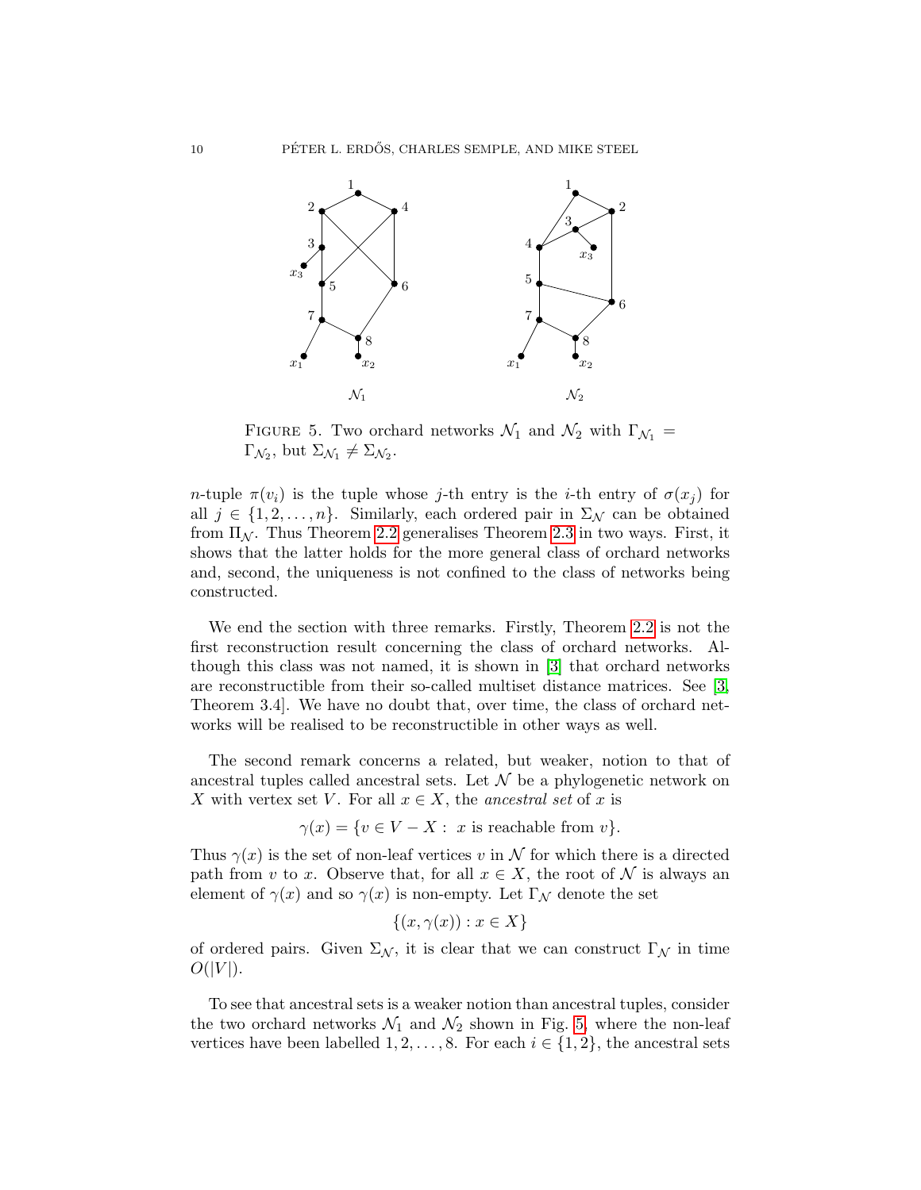FIGURE 5. Two orchard networks $\mathcal{N}_1$ and $\mathcal{N}_2$ with $\Gamma_{\mathcal{N}_1} = \Gamma_{\mathcal{N}_2}$, but $\Sigma_{\mathcal{N}_1} \neq \Sigma_{\mathcal{N}_2}$.

$n$-tuple $\pi(v_i)$ is the tuple whose $j$-th entry is the $i$-th entry of $\sigma(x_j)$ for all $j \in \{1, 2, \ldots, n\}$. Similarly, each ordered pair in $\Sigma_{\mathcal{N}}$ can be obtained from $\Pi_{\mathcal{N}}$. Thus Theorem 2.2 generalises Theorem 2.3 in two ways. First, it shows that the latter holds for the more general class of orchard networks and, second, the uniqueness is not confined to the class of networks being constructed.

We end the section with three remarks. Firstly, Theorem 2.2 is not the first reconstruction result concerning the class of orchard networks. Although this class was not named, it is shown in [3] that orchard networks are reconstructible from their so-called multiset distance matrices. See [3, Theorem 3.4]. We have no doubt that, over time, the class of orchard networks will be realised to be reconstructible in other ways as well.

The second remark concerns a related, but weaker, notion to that of ancestral tuples called ancestral sets. Let $\mathcal{N}$ be a phylogenetic network on $X$ with vertex set $V$. For all $x \in X$, the *ancestral set* of $x$ is

$$\gamma(x) = \{v \in V - X : \ x \text{ is reachable from } v\}.$$

Thus $\gamma(x)$ is the set of non-leaf vertices $v$ in $\mathcal{N}$ for which there is a directed path from $v$ to $x$. Observe that, for all $x \in X$, the root of $\mathcal{N}$ is always an element of $\gamma(x)$ and so $\gamma(x)$ is non-empty. Let $\Gamma_{\mathcal{N}}$ denote the set

$$\{(x, \gamma(x)) : x \in X\}$$

of ordered pairs. Given $\Sigma_{\mathcal{N}}$, it is clear that we can construct $\Gamma_{\mathcal{N}}$ in time $O(|V|)$.

To see that ancestral sets is a weaker notion than ancestral tuples, consider the two orchard networks $\mathcal{N}_1$ and $\mathcal{N}_2$ shown in Fig. 5, where the non-leaf vertices have been labelled $1, 2, \ldots, 8$. For each $i \in \{1, 2\}$, the ancestral sets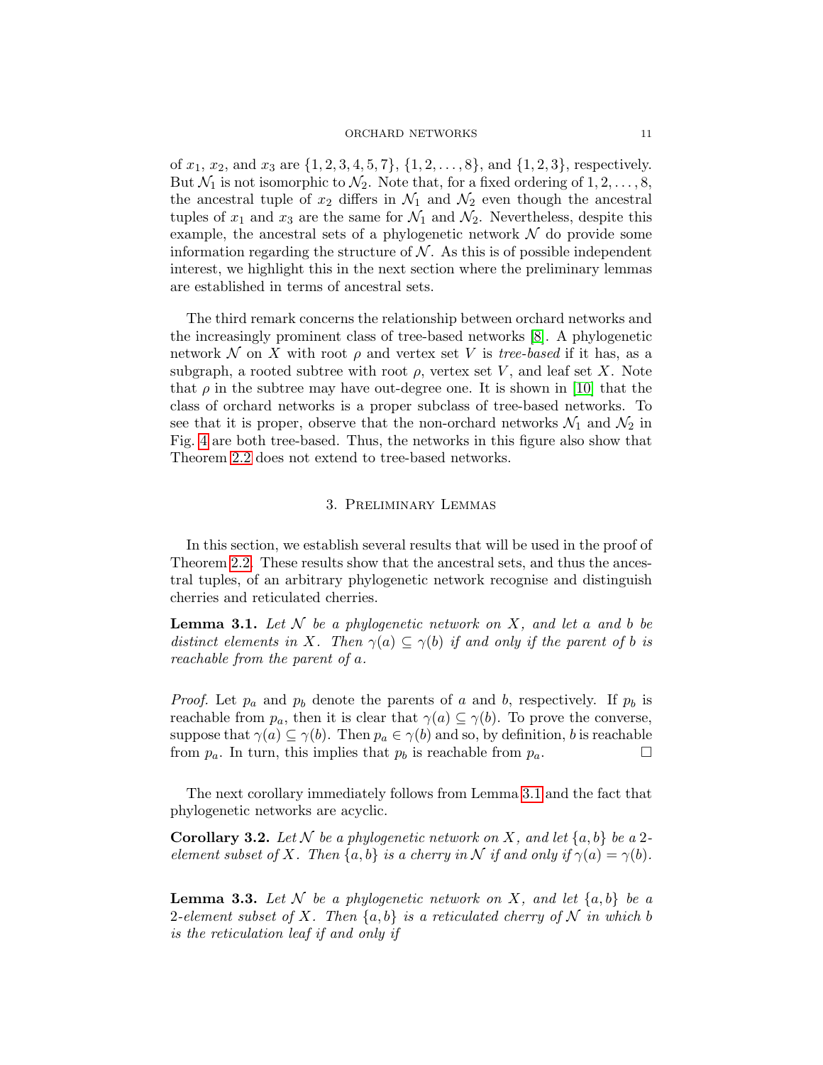of $x_1$, $x_2$, and $x_3$ are $\{1, 2, 3, 4, 5, 7\}$, $\{1, 2, \ldots, 8\}$, and $\{1, 2, 3\}$, respectively. But $\mathcal{N}_1$ is not isomorphic to $\mathcal{N}_2$. Note that, for a fixed ordering of $1, 2, \ldots, 8$, the ancestral tuple of $x_2$ differs in $\mathcal{N}_1$ and $\mathcal{N}_2$ even though the ancestral tuples of $x_1$ and $x_3$ are the same for $\mathcal{N}_1$ and $\mathcal{N}_2$. Nevertheless, despite this example, the ancestral sets of a phylogenetic network $\mathcal{N}$ do provide some information regarding the structure of $\mathcal{N}$. As this is of possible independent interest, we highlight this in the next section where the preliminary lemmas are established in terms of ancestral sets.

The third remark concerns the relationship between orchard networks and the increasingly prominent class of tree-based networks [8]. A phylogenetic network $\mathcal{N}$ on $X$ with root $\rho$ and vertex set $V$ is *tree-based* if it has, as a subgraph, a rooted subtree with root $\rho$, vertex set $V$, and leaf set $X$. Note that $\rho$ in the subtree may have out-degree one. It is shown in [10] that the class of orchard networks is a proper subclass of tree-based networks. To see that it is proper, observe that the non-orchard networks $\mathcal{N}_1$ and $\mathcal{N}_2$ in Fig. 4 are both tree-based. Thus, the networks in this figure also show that Theorem 2.2 does not extend to tree-based networks.

## 3. Preliminary Lemmas

In this section, we establish several results that will be used in the proof of Theorem 2.2. These results show that the ancestral sets, and thus the ancestral tuples, of an arbitrary phylogenetic network recognise and distinguish cherries and reticulated cherries.

**Lemma 3.1.** *Let $\mathcal{N}$ be a phylogenetic network on $X$, and let $a$ and $b$ be distinct elements in $X$. Then $\gamma(a) \subseteq \gamma(b)$ if and only if the parent of $b$ is reachable from the parent of $a$.*

*Proof.* Let $p_a$ and $p_b$ denote the parents of $a$ and $b$, respectively. If $p_b$ is reachable from $p_a$, then it is clear that $\gamma(a) \subseteq \gamma(b)$. To prove the converse, suppose that $\gamma(a) \subseteq \gamma(b)$. Then $p_a \in \gamma(b)$ and so, by definition, $b$ is reachable from $p_a$. In turn, this implies that $p_b$ is reachable from $p_a$. □

The next corollary immediately follows from Lemma 3.1 and the fact that phylogenetic networks are acyclic.

**Corollary 3.2.** *Let $\mathcal{N}$ be a phylogenetic network on $X$, and let $\{a, b\}$ be a 2-element subset of $X$. Then $\{a, b\}$ is a cherry in $\mathcal{N}$ if and only if $\gamma(a) = \gamma(b)$.*

**Lemma 3.3.** *Let $\mathcal{N}$ be a phylogenetic network on $X$, and let $\{a, b\}$ be a 2-element subset of $X$. Then $\{a, b\}$ is a reticulated cherry of $\mathcal{N}$ in which $b$ is the reticulation leaf if and only if*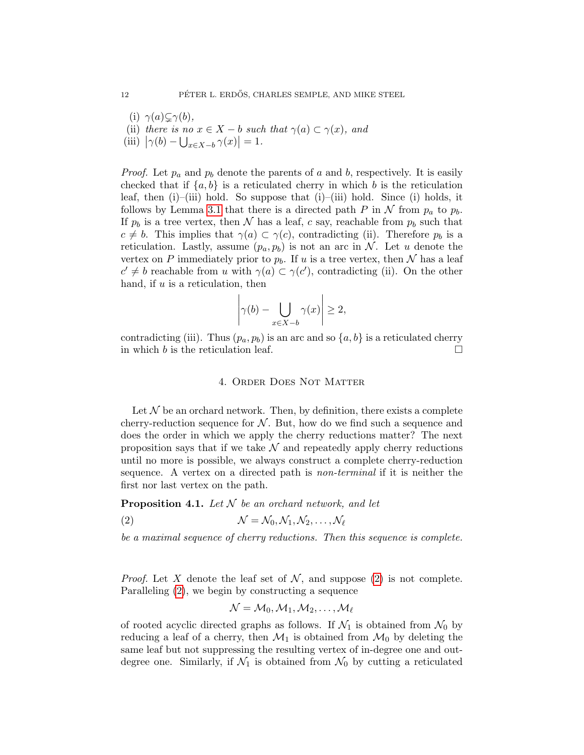(i) $\gamma(a) \subsetneq \gamma(b)$,
(ii) *there is no* $x \in X - b$ *such that* $\gamma(a) \subset \gamma(x)$*, and*
(iii) $\left|\gamma(b) - \bigcup_{x \in X-b} \gamma(x)\right| = 1$.

*Proof.* Let $p_a$ and $p_b$ denote the parents of $a$ and $b$, respectively. It is easily checked that if $\{a, b\}$ is a reticulated cherry in which $b$ is the reticulation leaf, then (i)–(iii) hold. So suppose that (i)–(iii) hold. Since (i) holds, it follows by Lemma 3.1 that there is a directed path $P$ in $\mathcal{N}$ from $p_a$ to $p_b$. If $p_b$ is a tree vertex, then $\mathcal{N}$ has a leaf, $c$ say, reachable from $p_b$ such that $c \neq b$. This implies that $\gamma(a) \subset \gamma(c)$, contradicting (ii). Therefore $p_b$ is a reticulation. Lastly, assume $(p_a, p_b)$ is not an arc in $\mathcal{N}$. Let $u$ denote the vertex on $P$ immediately prior to $p_b$. If $u$ is a tree vertex, then $\mathcal{N}$ has a leaf $c' \neq b$ reachable from $u$ with $\gamma(a) \subset \gamma(c')$, contradicting (ii). On the other hand, if $u$ is a reticulation, then

$$\left|\gamma(b) - \bigcup_{x \in X-b} \gamma(x)\right| \geq 2,$$

contradicting (iii). Thus $(p_a, p_b)$ is an arc and so $\{a, b\}$ is a reticulated cherry in which $b$ is the reticulation leaf. □

## 4. Order Does Not Matter

Let $\mathcal{N}$ be an orchard network. Then, by definition, there exists a complete cherry-reduction sequence for $\mathcal{N}$. But, how do we find such a sequence and does the order in which we apply the cherry reductions matter? The next proposition says that if we take $\mathcal{N}$ and repeatedly apply cherry reductions until no more is possible, we always construct a complete cherry-reduction sequence. A vertex on a directed path is *non-terminal* if it is neither the first nor last vertex on the path.

**Proposition 4.1.** *Let* $\mathcal{N}$ *be an orchard network, and let*

$$\mathcal{N} = \mathcal{N}_0, \mathcal{N}_1, \mathcal{N}_2, \ldots, \mathcal{N}_\ell \tag{2}$$

*be a maximal sequence of cherry reductions. Then this sequence is complete.*

*Proof.* Let $X$ denote the leaf set of $\mathcal{N}$, and suppose (2) is not complete. Paralleling (2), we begin by constructing a sequence

$$\mathcal{N} = \mathcal{M}_0, \mathcal{M}_1, \mathcal{M}_2, \ldots, \mathcal{M}_\ell$$

of rooted acyclic directed graphs as follows. If $\mathcal{N}_1$ is obtained from $\mathcal{N}_0$ by reducing a leaf of a cherry, then $\mathcal{M}_1$ is obtained from $\mathcal{M}_0$ by deleting the same leaf but not suppressing the resulting vertex of in-degree one and out-degree one. Similarly, if $\mathcal{N}_1$ is obtained from $\mathcal{N}_0$ by cutting a reticulated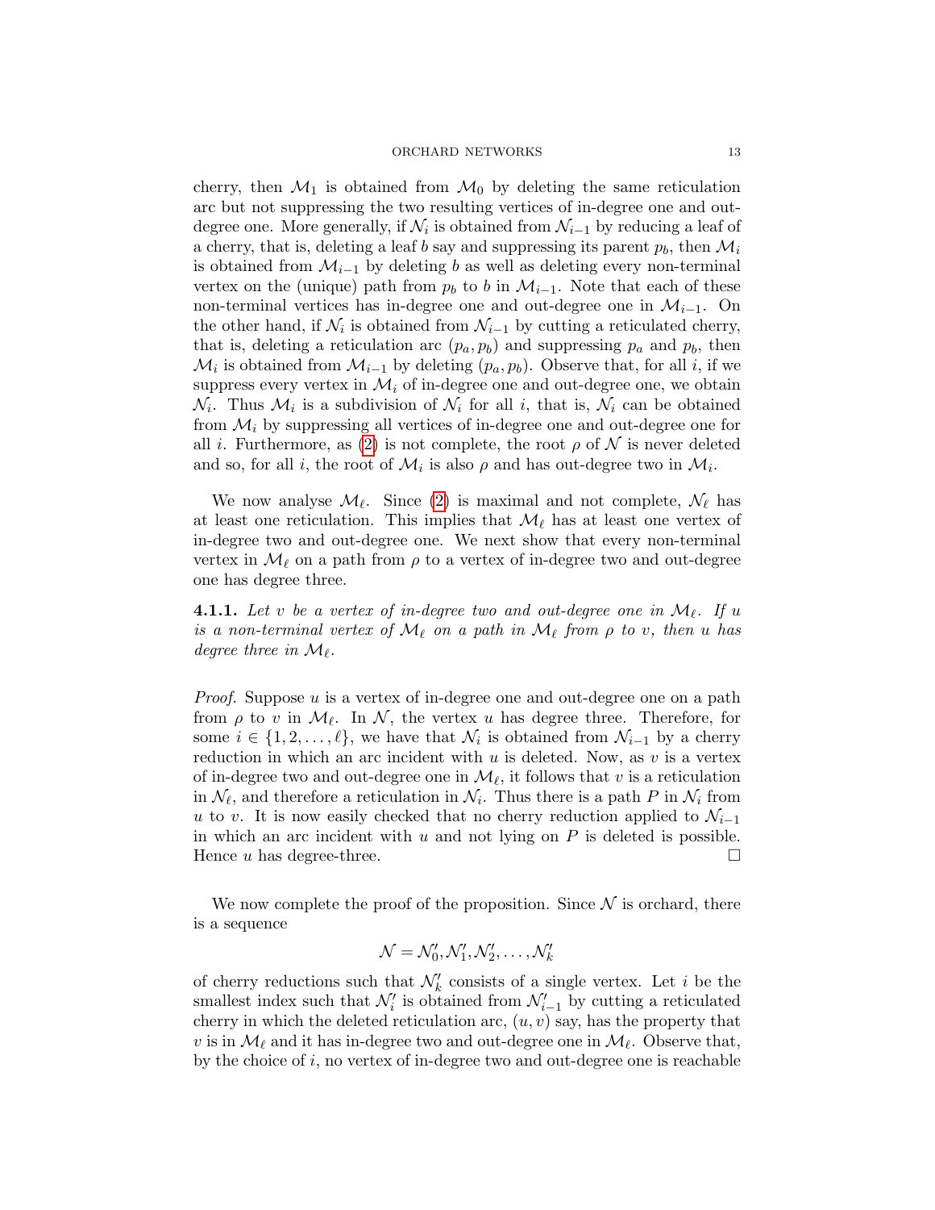cherry, then $\mathcal{M}_1$ is obtained from $\mathcal{M}_0$ by deleting the same reticulation arc but not suppressing the two resulting vertices of in-degree one and out-degree one. More generally, if $\mathcal{N}_i$ is obtained from $\mathcal{N}_{i-1}$ by reducing a leaf of a cherry, that is, deleting a leaf $b$ say and suppressing its parent $p_b$, then $\mathcal{M}_i$ is obtained from $\mathcal{M}_{i-1}$ by deleting $b$ as well as deleting every non-terminal vertex on the (unique) path from $p_b$ to $b$ in $\mathcal{M}_{i-1}$. Note that each of these non-terminal vertices has in-degree one and out-degree one in $\mathcal{M}_{i-1}$. On the other hand, if $\mathcal{N}_i$ is obtained from $\mathcal{N}_{i-1}$ by cutting a reticulated cherry, that is, deleting a reticulation arc $(p_a, p_b)$ and suppressing $p_a$ and $p_b$, then $\mathcal{M}_i$ is obtained from $\mathcal{M}_{i-1}$ by deleting $(p_a, p_b)$. Observe that, for all $i$, if we suppress every vertex in $\mathcal{M}_i$ of in-degree one and out-degree one, we obtain $\mathcal{N}_i$. Thus $\mathcal{M}_i$ is a subdivision of $\mathcal{N}_i$ for all $i$, that is, $\mathcal{N}_i$ can be obtained from $\mathcal{M}_i$ by suppressing all vertices of in-degree one and out-degree one for all $i$. Furthermore, as (2) is not complete, the root $\rho$ of $\mathcal{N}$ is never deleted and so, for all $i$, the root of $\mathcal{M}_i$ is also $\rho$ and has out-degree two in $\mathcal{M}_i$.

We now analyse $\mathcal{M}_\ell$. Since (2) is maximal and not complete, $\mathcal{N}_\ell$ has at least one reticulation. This implies that $\mathcal{M}_\ell$ has at least one vertex of in-degree two and out-degree one. We next show that every non-terminal vertex in $\mathcal{M}_\ell$ on a path from $\rho$ to a vertex of in-degree two and out-degree one has degree three.

**4.1.1.** *Let $v$ be a vertex of in-degree two and out-degree one in $\mathcal{M}_\ell$. If $u$ is a non-terminal vertex of $\mathcal{M}_\ell$ on a path in $\mathcal{M}_\ell$ from $\rho$ to $v$, then $u$ has degree three in $\mathcal{M}_\ell$.*

*Proof.* Suppose $u$ is a vertex of in-degree one and out-degree one on a path from $\rho$ to $v$ in $\mathcal{M}_\ell$. In $\mathcal{N}$, the vertex $u$ has degree three. Therefore, for some $i \in \{1, 2, \ldots, \ell\}$, we have that $\mathcal{N}_i$ is obtained from $\mathcal{N}_{i-1}$ by a cherry reduction in which an arc incident with $u$ is deleted. Now, as $v$ is a vertex of in-degree two and out-degree one in $\mathcal{M}_\ell$, it follows that $v$ is a reticulation in $\mathcal{N}_\ell$, and therefore a reticulation in $\mathcal{N}_i$. Thus there is a path $P$ in $\mathcal{N}_i$ from $u$ to $v$. It is now easily checked that no cherry reduction applied to $\mathcal{N}_{i-1}$ in which an arc incident with $u$ and not lying on $P$ is deleted is possible. Hence $u$ has degree-three. □

We now complete the proof of the proposition. Since $\mathcal{N}$ is orchard, there is a sequence

$$\mathcal{N} = \mathcal{N}'_0, \mathcal{N}'_1, \mathcal{N}'_2, \ldots, \mathcal{N}'_k$$

of cherry reductions such that $\mathcal{N}'_k$ consists of a single vertex. Let $i$ be the smallest index such that $\mathcal{N}'_i$ is obtained from $\mathcal{N}'_{i-1}$ by cutting a reticulated cherry in which the deleted reticulation arc, $(u, v)$ say, has the property that $v$ is in $\mathcal{M}_\ell$ and it has in-degree two and out-degree one in $\mathcal{M}_\ell$. Observe that, by the choice of $i$, no vertex of in-degree two and out-degree one is reachable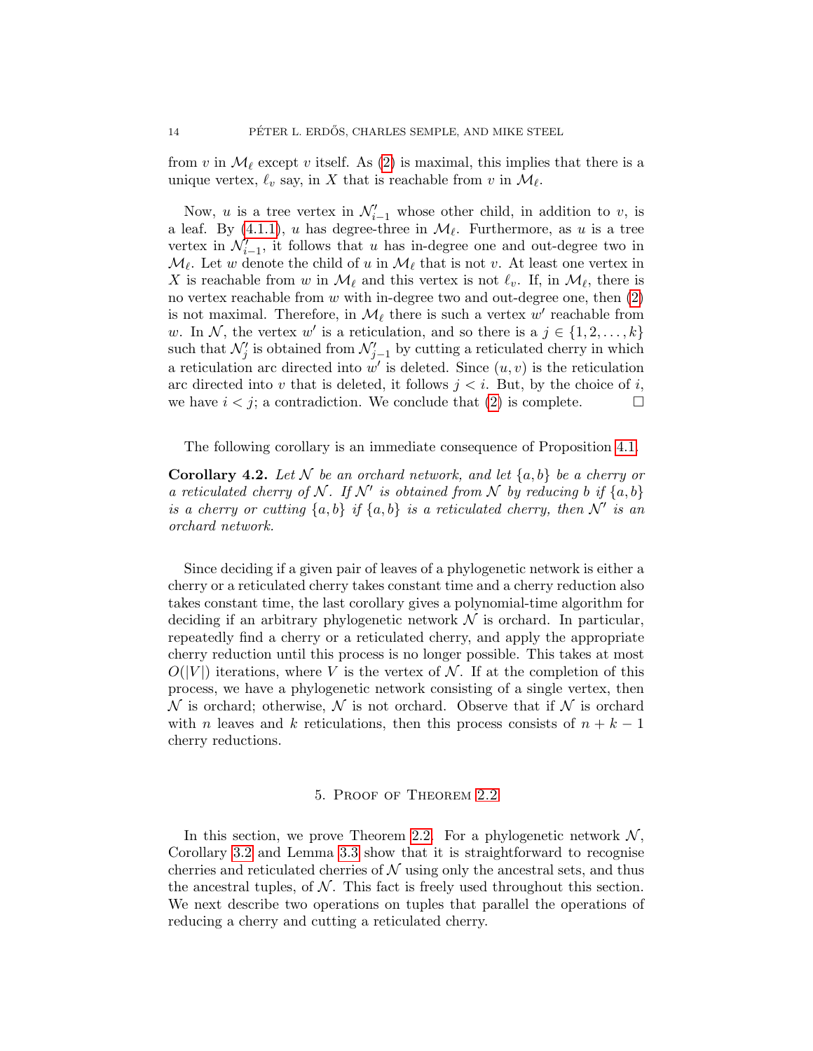from $v$ in $\mathcal{M}_\ell$ except $v$ itself. As (2) is maximal, this implies that there is a unique vertex, $\ell_v$ say, in $X$ that is reachable from $v$ in $\mathcal{M}_\ell$.

Now, $u$ is a tree vertex in $\mathcal{N}'_{i-1}$ whose other child, in addition to $v$, is a leaf. By (4.1.1), $u$ has degree-three in $\mathcal{M}_\ell$. Furthermore, as $u$ is a tree vertex in $\mathcal{N}'_{i-1}$, it follows that $u$ has in-degree one and out-degree two in $\mathcal{M}_\ell$. Let $w$ denote the child of $u$ in $\mathcal{M}_\ell$ that is not $v$. At least one vertex in $X$ is reachable from $w$ in $\mathcal{M}_\ell$ and this vertex is not $\ell_v$. If, in $\mathcal{M}_\ell$, there is no vertex reachable from $w$ with in-degree two and out-degree one, then (2) is not maximal. Therefore, in $\mathcal{M}_\ell$ there is such a vertex $w'$ reachable from $w$. In $\mathcal{N}$, the vertex $w'$ is a reticulation, and so there is a $j \in \{1, 2, \ldots, k\}$ such that $\mathcal{N}'_j$ is obtained from $\mathcal{N}'_{j-1}$ by cutting a reticulated cherry in which a reticulation arc directed into $w'$ is deleted. Since $(u, v)$ is the reticulation arc directed into $v$ that is deleted, it follows $j < i$. But, by the choice of $i$, we have $i < j$; a contradiction. We conclude that (2) is complete. □

The following corollary is an immediate consequence of Proposition 4.1.

**Corollary 4.2.** *Let $\mathcal{N}$ be an orchard network, and let $\{a, b\}$ be a cherry or a reticulated cherry of $\mathcal{N}$. If $\mathcal{N}'$ is obtained from $\mathcal{N}$ by reducing $b$ if $\{a, b\}$ is a cherry or cutting $\{a, b\}$ if $\{a, b\}$ is a reticulated cherry, then $\mathcal{N}'$ is an orchard network.*

Since deciding if a given pair of leaves of a phylogenetic network is either a cherry or a reticulated cherry takes constant time and a cherry reduction also takes constant time, the last corollary gives a polynomial-time algorithm for deciding if an arbitrary phylogenetic network $\mathcal{N}$ is orchard. In particular, repeatedly find a cherry or a reticulated cherry, and apply the appropriate cherry reduction until this process is no longer possible. This takes at most $O(|V|)$ iterations, where $V$ is the vertex of $\mathcal{N}$. If at the completion of this process, we have a phylogenetic network consisting of a single vertex, then $\mathcal{N}$ is orchard; otherwise, $\mathcal{N}$ is not orchard. Observe that if $\mathcal{N}$ is orchard with $n$ leaves and $k$ reticulations, then this process consists of $n + k - 1$ cherry reductions.

## 5. Proof of Theorem 2.2

In this section, we prove Theorem 2.2. For a phylogenetic network $\mathcal{N}$, Corollary 3.2 and Lemma 3.3 show that it is straightforward to recognise cherries and reticulated cherries of $\mathcal{N}$ using only the ancestral sets, and thus the ancestral tuples, of $\mathcal{N}$. This fact is freely used throughout this section. We next describe two operations on tuples that parallel the operations of reducing a cherry and cutting a reticulated cherry.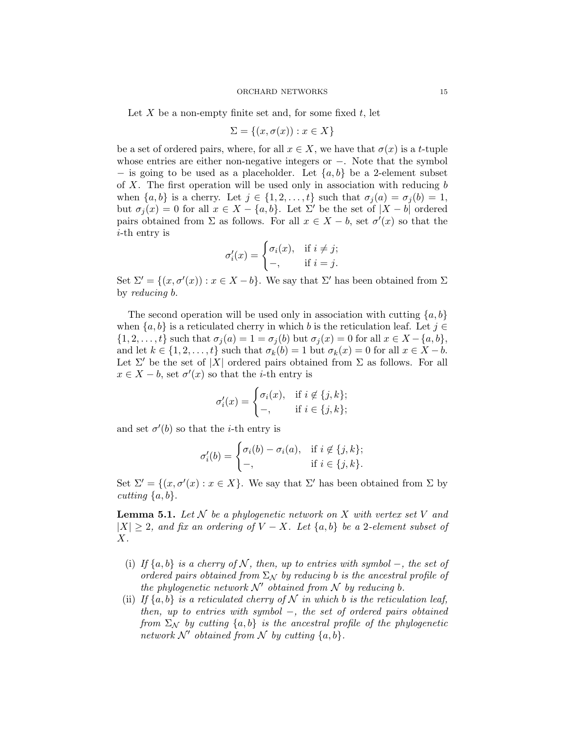Let $X$ be a non-empty finite set and, for some fixed $t$, let

$$\Sigma = \{(x, \sigma(x)) : x \in X\}$$

be a set of ordered pairs, where, for all $x \in X$, we have that $\sigma(x)$ is a $t$-tuple whose entries are either non-negative integers or $-$. Note that the symbol $-$ is going to be used as a placeholder. Let $\{a, b\}$ be a 2-element subset of $X$. The first operation will be used only in association with reducing $b$ when $\{a, b\}$ is a cherry. Let $j \in \{1, 2, \ldots, t\}$ such that $\sigma_j(a) = \sigma_j(b) = 1$, but $\sigma_j(x) = 0$ for all $x \in X - \{a, b\}$. Let $\Sigma'$ be the set of $|X - b|$ ordered pairs obtained from $\Sigma$ as follows. For all $x \in X - b$, set $\sigma'(x)$ so that the $i$-th entry is

$$\sigma'_i(x) = \begin{cases} \sigma_i(x), & \text{if } i \neq j; \\ -, & \text{if } i = j. \end{cases}$$

Set $\Sigma' = \{(x, \sigma'(x)) : x \in X - b\}$. We say that $\Sigma'$ has been obtained from $\Sigma$ by *reducing* $b$.

The second operation will be used only in association with cutting $\{a, b\}$ when $\{a, b\}$ is a reticulated cherry in which $b$ is the reticulation leaf. Let $j \in \{1, 2, \ldots, t\}$ such that $\sigma_j(a) = 1 = \sigma_j(b)$ but $\sigma_j(x) = 0$ for all $x \in X - \{a, b\}$, and let $k \in \{1, 2, \ldots, t\}$ such that $\sigma_k(b) = 1$ but $\sigma_k(x) = 0$ for all $x \in X - b$. Let $\Sigma'$ be the set of $|X|$ ordered pairs obtained from $\Sigma$ as follows. For all $x \in X - b$, set $\sigma'(x)$ so that the $i$-th entry is

$$\sigma'_i(x) = \begin{cases} \sigma_i(x), & \text{if } i \notin \{j, k\}; \\ -, & \text{if } i \in \{j, k\}; \end{cases}$$

and set $\sigma'(b)$ so that the $i$-th entry is

$$\sigma'_i(b) = \begin{cases} \sigma_i(b) - \sigma_i(a), & \text{if } i \notin \{j, k\}; \\ -, & \text{if } i \in \{j, k\}. \end{cases}$$

Set $\Sigma' = \{(x, \sigma'(x) : x \in X\}$. We say that $\Sigma'$ has been obtained from $\Sigma$ by *cutting* $\{a, b\}$.

**Lemma 5.1.** *Let $\mathcal{N}$ be a phylogenetic network on $X$ with vertex set $V$ and $|X| \geq 2$, and fix an ordering of $V - X$. Let $\{a, b\}$ be a 2-element subset of $X$.*

(i) *If $\{a, b\}$ is a cherry of $\mathcal{N}$, then, up to entries with symbol $-$, the set of ordered pairs obtained from $\Sigma_{\mathcal{N}}$ by reducing $b$ is the ancestral profile of the phylogenetic network $\mathcal{N}'$ obtained from $\mathcal{N}$ by reducing $b$.*

(ii) *If $\{a, b\}$ is a reticulated cherry of $\mathcal{N}$ in which $b$ is the reticulation leaf, then, up to entries with symbol $-$, the set of ordered pairs obtained from $\Sigma_{\mathcal{N}}$ by cutting $\{a, b\}$ is the ancestral profile of the phylogenetic network $\mathcal{N}'$ obtained from $\mathcal{N}$ by cutting $\{a, b\}$.*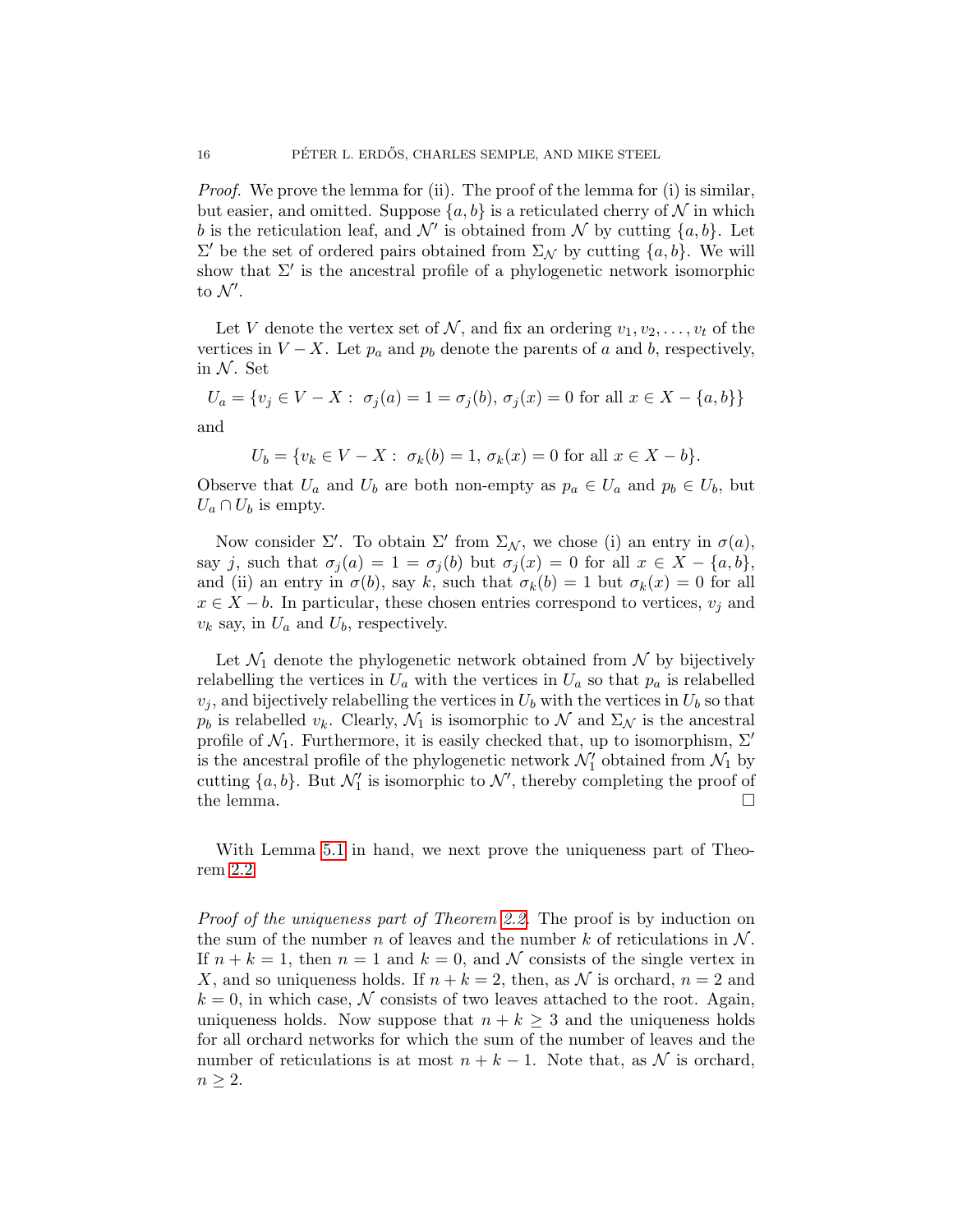*Proof.* We prove the lemma for (ii). The proof of the lemma for (i) is similar, but easier, and omitted. Suppose $\{a, b\}$ is a reticulated cherry of $\mathcal{N}$ in which $b$ is the reticulation leaf, and $\mathcal{N}'$ is obtained from $\mathcal{N}$ by cutting $\{a, b\}$. Let $\Sigma'$ be the set of ordered pairs obtained from $\Sigma_{\mathcal{N}}$ by cutting $\{a, b\}$. We will show that $\Sigma'$ is the ancestral profile of a phylogenetic network isomorphic to $\mathcal{N}'$.

Let $V$ denote the vertex set of $\mathcal{N}$, and fix an ordering $v_1, v_2, \ldots, v_t$ of the vertices in $V - X$. Let $p_a$ and $p_b$ denote the parents of $a$ and $b$, respectively, in $\mathcal{N}$. Set

$$U_a = \{v_j \in V - X : \ \sigma_j(a) = 1 = \sigma_j(b),\ \sigma_j(x) = 0 \text{ for all } x \in X - \{a, b\}\}$$

and

$$U_b = \{v_k \in V - X : \ \sigma_k(b) = 1,\ \sigma_k(x) = 0 \text{ for all } x \in X - b\}.$$

Observe that $U_a$ and $U_b$ are both non-empty as $p_a \in U_a$ and $p_b \in U_b$, but $U_a \cap U_b$ is empty.

Now consider $\Sigma'$. To obtain $\Sigma'$ from $\Sigma_{\mathcal{N}}$, we chose (i) an entry in $\sigma(a)$, say $j$, such that $\sigma_j(a) = 1 = \sigma_j(b)$ but $\sigma_j(x) = 0$ for all $x \in X - \{a, b\}$, and (ii) an entry in $\sigma(b)$, say $k$, such that $\sigma_k(b) = 1$ but $\sigma_k(x) = 0$ for all $x \in X - b$. In particular, these chosen entries correspond to vertices, $v_j$ and $v_k$ say, in $U_a$ and $U_b$, respectively.

Let $\mathcal{N}_1$ denote the phylogenetic network obtained from $\mathcal{N}$ by bijectively relabelling the vertices in $U_a$ with the vertices in $U_a$ so that $p_a$ is relabelled $v_j$, and bijectively relabelling the vertices in $U_b$ with the vertices in $U_b$ so that $p_b$ is relabelled $v_k$. Clearly, $\mathcal{N}_1$ is isomorphic to $\mathcal{N}$ and $\Sigma_{\mathcal{N}}$ is the ancestral profile of $\mathcal{N}_1$. Furthermore, it is easily checked that, up to isomorphism, $\Sigma'$ is the ancestral profile of the phylogenetic network $\mathcal{N}'_1$ obtained from $\mathcal{N}_1$ by cutting $\{a, b\}$. But $\mathcal{N}'_1$ is isomorphic to $\mathcal{N}'$, thereby completing the proof of the lemma. $\square$

With Lemma 5.1 in hand, we next prove the uniqueness part of Theorem 2.2.

*Proof of the uniqueness part of Theorem 2.2.* The proof is by induction on the sum of the number $n$ of leaves and the number $k$ of reticulations in $\mathcal{N}$. If $n + k = 1$, then $n = 1$ and $k = 0$, and $\mathcal{N}$ consists of the single vertex in $X$, and so uniqueness holds. If $n + k = 2$, then, as $\mathcal{N}$ is orchard, $n = 2$ and $k = 0$, in which case, $\mathcal{N}$ consists of two leaves attached to the root. Again, uniqueness holds. Now suppose that $n + k \geq 3$ and the uniqueness holds for all orchard networks for which the sum of the number of leaves and the number of reticulations is at most $n + k - 1$. Note that, as $\mathcal{N}$ is orchard, $n \geq 2$.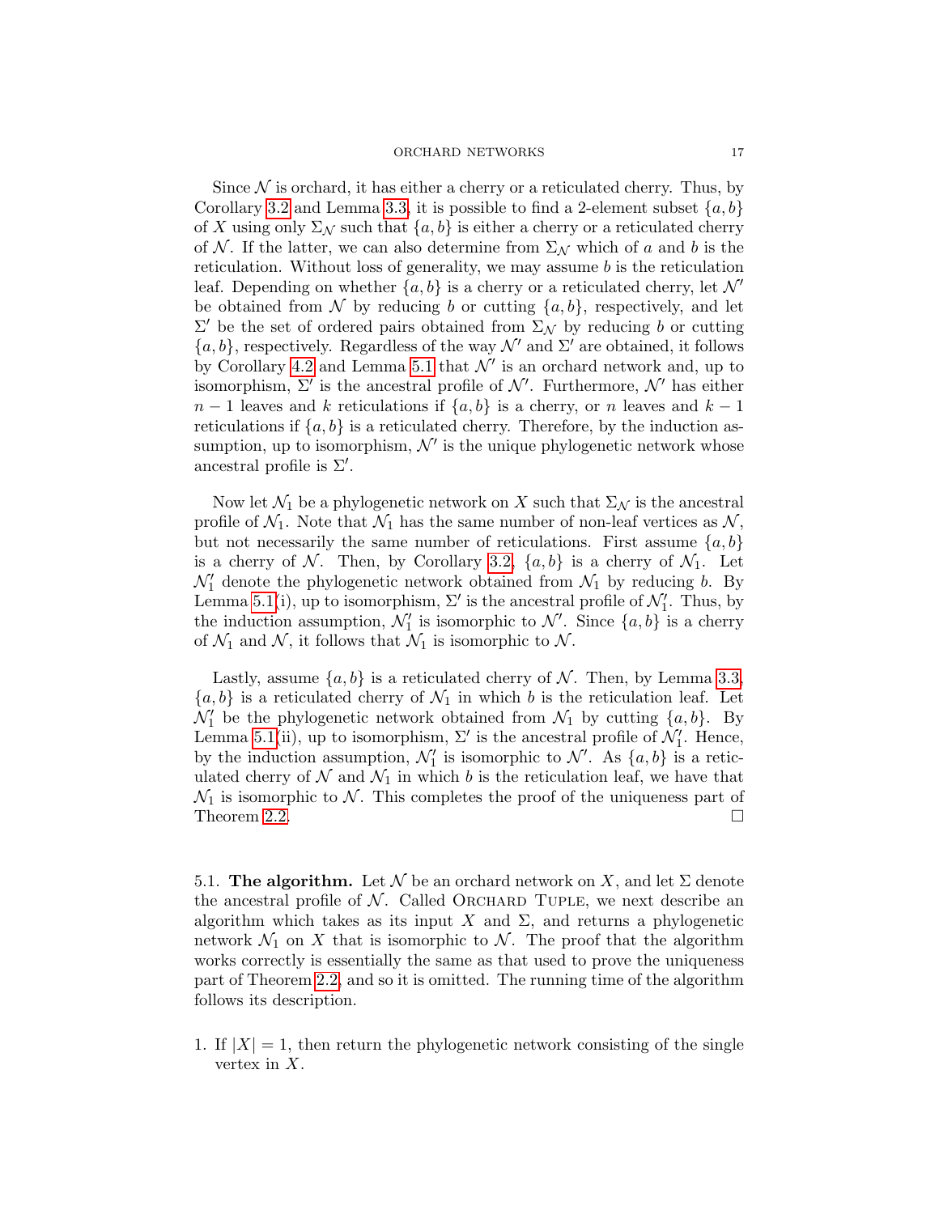Since $\mathcal{N}$ is orchard, it has either a cherry or a reticulated cherry. Thus, by Corollary 3.2 and Lemma 3.3, it is possible to find a 2-element subset $\{a, b\}$ of $X$ using only $\Sigma_{\mathcal{N}}$ such that $\{a, b\}$ is either a cherry or a reticulated cherry of $\mathcal{N}$. If the latter, we can also determine from $\Sigma_{\mathcal{N}}$ which of $a$ and $b$ is the reticulation. Without loss of generality, we may assume $b$ is the reticulation leaf. Depending on whether $\{a, b\}$ is a cherry or a reticulated cherry, let $\mathcal{N}'$ be obtained from $\mathcal{N}$ by reducing $b$ or cutting $\{a, b\}$, respectively, and let $\Sigma'$ be the set of ordered pairs obtained from $\Sigma_{\mathcal{N}}$ by reducing $b$ or cutting $\{a, b\}$, respectively. Regardless of the way $\mathcal{N}'$ and $\Sigma'$ are obtained, it follows by Corollary 4.2 and Lemma 5.1 that $\mathcal{N}'$ is an orchard network and, up to isomorphism, $\Sigma'$ is the ancestral profile of $\mathcal{N}'$. Furthermore, $\mathcal{N}'$ has either $n-1$ leaves and $k$ reticulations if $\{a, b\}$ is a cherry, or $n$ leaves and $k-1$ reticulations if $\{a, b\}$ is a reticulated cherry. Therefore, by the induction assumption, up to isomorphism, $\mathcal{N}'$ is the unique phylogenetic network whose ancestral profile is $\Sigma'$.

Now let $\mathcal{N}_1$ be a phylogenetic network on $X$ such that $\Sigma_{\mathcal{N}}$ is the ancestral profile of $\mathcal{N}_1$. Note that $\mathcal{N}_1$ has the same number of non-leaf vertices as $\mathcal{N}$, but not necessarily the same number of reticulations. First assume $\{a, b\}$ is a cherry of $\mathcal{N}$. Then, by Corollary 3.2, $\{a, b\}$ is a cherry of $\mathcal{N}_1$. Let $\mathcal{N}_1'$ denote the phylogenetic network obtained from $\mathcal{N}_1$ by reducing $b$. By Lemma 5.1(i), up to isomorphism, $\Sigma'$ is the ancestral profile of $\mathcal{N}_1'$. Thus, by the induction assumption, $\mathcal{N}_1'$ is isomorphic to $\mathcal{N}'$. Since $\{a, b\}$ is a cherry of $\mathcal{N}_1$ and $\mathcal{N}$, it follows that $\mathcal{N}_1$ is isomorphic to $\mathcal{N}$.

Lastly, assume $\{a, b\}$ is a reticulated cherry of $\mathcal{N}$. Then, by Lemma 3.3, $\{a, b\}$ is a reticulated cherry of $\mathcal{N}_1$ in which $b$ is the reticulation leaf. Let $\mathcal{N}_1'$ be the phylogenetic network obtained from $\mathcal{N}_1$ by cutting $\{a, b\}$. By Lemma 5.1(ii), up to isomorphism, $\Sigma'$ is the ancestral profile of $\mathcal{N}_1'$. Hence, by the induction assumption, $\mathcal{N}_1'$ is isomorphic to $\mathcal{N}'$. As $\{a, b\}$ is a reticulated cherry of $\mathcal{N}$ and $\mathcal{N}_1$ in which $b$ is the reticulation leaf, we have that $\mathcal{N}_1$ is isomorphic to $\mathcal{N}$. This completes the proof of the uniqueness part of Theorem 2.2. □

5.1. **The algorithm.** Let $\mathcal{N}$ be an orchard network on $X$, and let $\Sigma$ denote the ancestral profile of $\mathcal{N}$. Called Orchard Tuple, we next describe an algorithm which takes as its input $X$ and $\Sigma$, and returns a phylogenetic network $\mathcal{N}_1$ on $X$ that is isomorphic to $\mathcal{N}$. The proof that the algorithm works correctly is essentially the same as that used to prove the uniqueness part of Theorem 2.2, and so it is omitted. The running time of the algorithm follows its description.

1. If $|X| = 1$, then return the phylogenetic network consisting of the single vertex in $X$.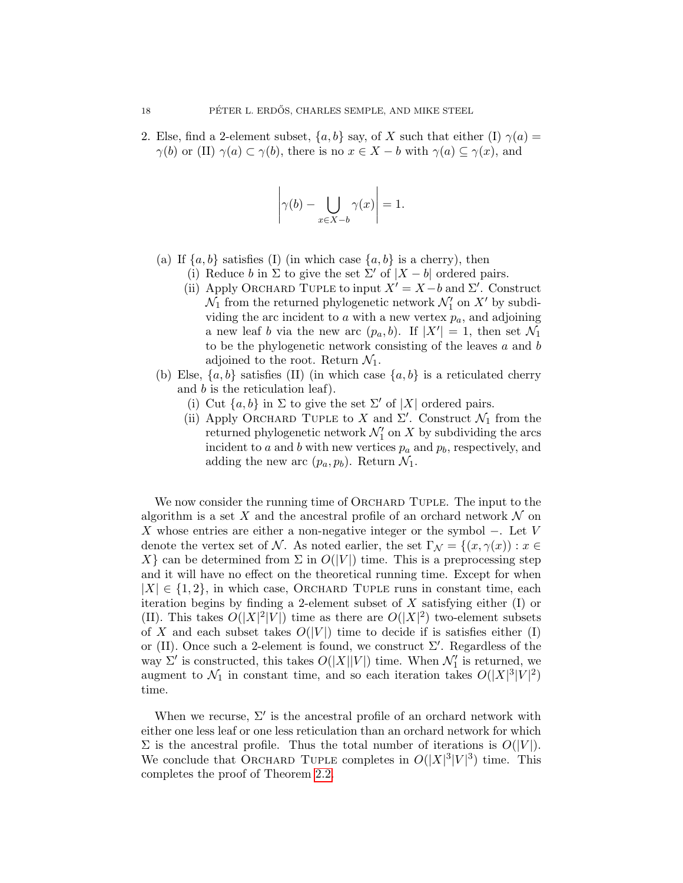2. Else, find a 2-element subset, $\{a, b\}$ say, of $X$ such that either (I) $\gamma(a) = \gamma(b)$ or (II) $\gamma(a) \subset \gamma(b)$, there is no $x \in X - b$ with $\gamma(a) \subseteq \gamma(x)$, and

$$\left| \gamma(b) - \bigcup_{x \in X-b} \gamma(x) \right| = 1.$$

   (a) If $\{a, b\}$ satisfies (I) (in which case $\{a, b\}$ is a cherry), then
      (i) Reduce $b$ in $\Sigma$ to give the set $\Sigma'$ of $|X - b|$ ordered pairs.
      (ii) Apply ORCHARD TUPLE to input $X' = X - b$ and $\Sigma'$. Construct $\mathcal{N}_1$ from the returned phylogenetic network $\mathcal{N}_1'$ on $X'$ by subdividing the arc incident to $a$ with a new vertex $p_a$, and adjoining a new leaf $b$ via the new arc $(p_a, b)$. If $|X'| = 1$, then set $\mathcal{N}_1$ to be the phylogenetic network consisting of the leaves $a$ and $b$ adjoined to the root. Return $\mathcal{N}_1$.

   (b) Else, $\{a, b\}$ satisfies (II) (in which case $\{a, b\}$ is a reticulated cherry and $b$ is the reticulation leaf).
      (i) Cut $\{a, b\}$ in $\Sigma$ to give the set $\Sigma'$ of $|X|$ ordered pairs.
      (ii) Apply ORCHARD TUPLE to $X$ and $\Sigma'$. Construct $\mathcal{N}_1$ from the returned phylogenetic network $\mathcal{N}_1'$ on $X$ by subdividing the arcs incident to $a$ and $b$ with new vertices $p_a$ and $p_b$, respectively, and adding the new arc $(p_a, p_b)$. Return $\mathcal{N}_1$.

We now consider the running time of ORCHARD TUPLE. The input to the algorithm is a set $X$ and the ancestral profile of an orchard network $\mathcal{N}$ on $X$ whose entries are either a non-negative integer or the symbol $-$. Let $V$ denote the vertex set of $\mathcal{N}$. As noted earlier, the set $\Gamma_{\mathcal{N}} = \{(x, \gamma(x)) : x \in X\}$ can be determined from $\Sigma$ in $O(|V|)$ time. This is a preprocessing step and it will have no effect on the theoretical running time. Except for when $|X| \in \{1, 2\}$, in which case, ORCHARD TUPLE runs in constant time, each iteration begins by finding a 2-element subset of $X$ satisfying either (I) or (II). This takes $O(|X|^2|V|)$ time as there are $O(|X|^2)$ two-element subsets of $X$ and each subset takes $O(|V|)$ time to decide if is satisfies either (I) or (II). Once such a 2-element is found, we construct $\Sigma'$. Regardless of the way $\Sigma'$ is constructed, this takes $O(|X||V|)$ time. When $\mathcal{N}_1'$ is returned, we augment to $\mathcal{N}_1$ in constant time, and so each iteration takes $O(|X|^3|V|^2)$ time.

When we recurse, $\Sigma'$ is the ancestral profile of an orchard network with either one less leaf or one less reticulation than an orchard network for which $\Sigma$ is the ancestral profile. Thus the total number of iterations is $O(|V|)$. We conclude that ORCHARD TUPLE completes in $O(|X|^3|V|^3)$ time. This completes the proof of Theorem 2.2.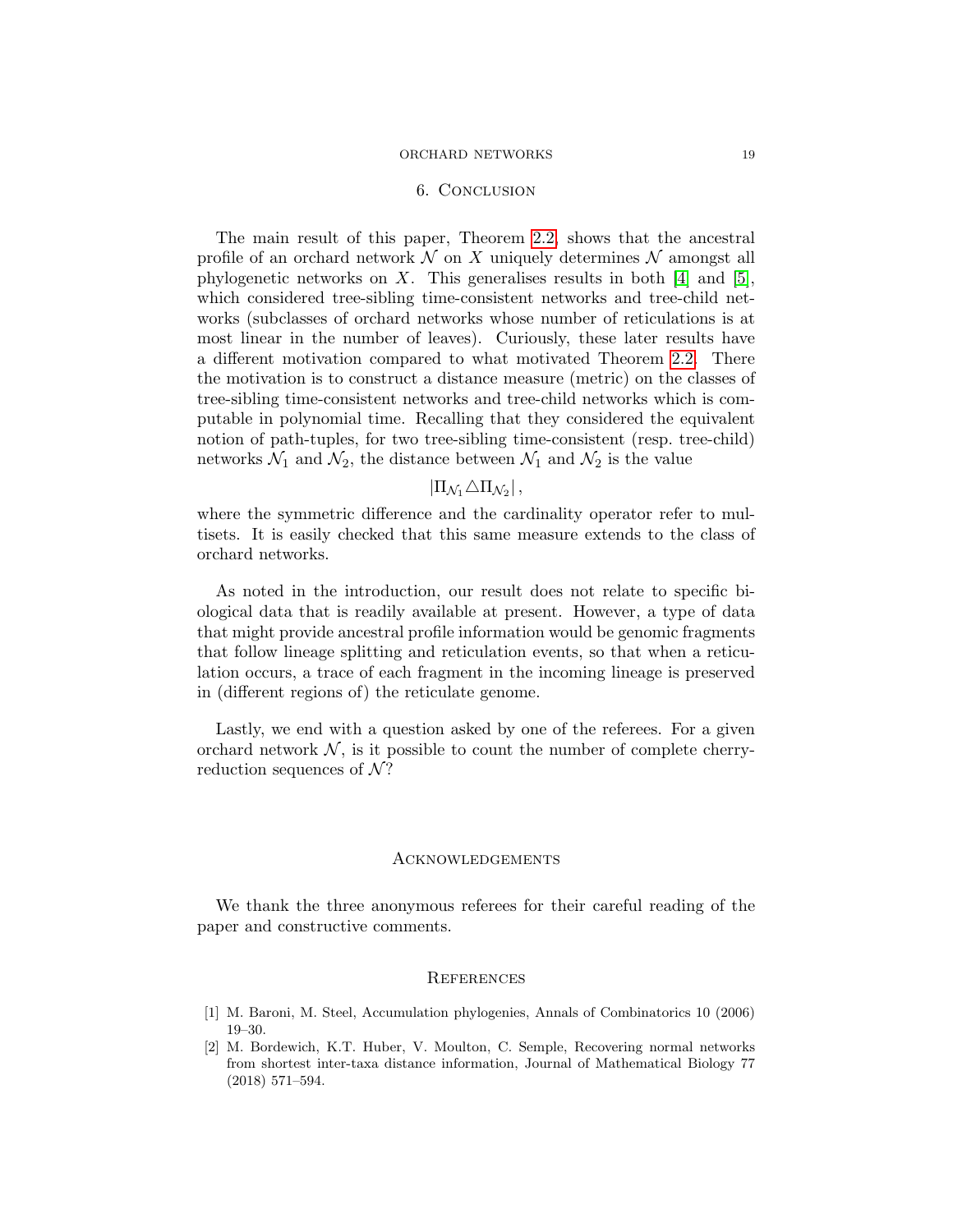## 6. Conclusion

The main result of this paper, Theorem 2.2, shows that the ancestral profile of an orchard network $\mathcal{N}$ on $X$ uniquely determines $\mathcal{N}$ amongst all phylogenetic networks on $X$. This generalises results in both [4] and [5], which considered tree-sibling time-consistent networks and tree-child networks (subclasses of orchard networks whose number of reticulations is at most linear in the number of leaves). Curiously, these later results have a different motivation compared to what motivated Theorem 2.2. There the motivation is to construct a distance measure (metric) on the classes of tree-sibling time-consistent networks and tree-child networks which is computable in polynomial time. Recalling that they considered the equivalent notion of path-tuples, for two tree-sibling time-consistent (resp. tree-child) networks $\mathcal{N}_1$ and $\mathcal{N}_2$, the distance between $\mathcal{N}_1$ and $\mathcal{N}_2$ is the value

$$|\Pi_{\mathcal{N}_1} \triangle \Pi_{\mathcal{N}_2}|,$$

where the symmetric difference and the cardinality operator refer to multisets. It is easily checked that this same measure extends to the class of orchard networks.

As noted in the introduction, our result does not relate to specific biological data that is readily available at present. However, a type of data that might provide ancestral profile information would be genomic fragments that follow lineage splitting and reticulation events, so that when a reticulation occurs, a trace of each fragment in the incoming lineage is preserved in (different regions of) the reticulate genome.

Lastly, we end with a question asked by one of the referees. For a given orchard network $\mathcal{N}$, is it possible to count the number of complete cherry-reduction sequences of $\mathcal{N}$?

## Acknowledgements

We thank the three anonymous referees for their careful reading of the paper and constructive comments.

## References

[1] M. Baroni, M. Steel, Accumulation phylogenies, Annals of Combinatorics 10 (2006) 19–30.

[2] M. Bordewich, K.T. Huber, V. Moulton, C. Semple, Recovering normal networks from shortest inter-taxa distance information, Journal of Mathematical Biology 77 (2018) 571–594.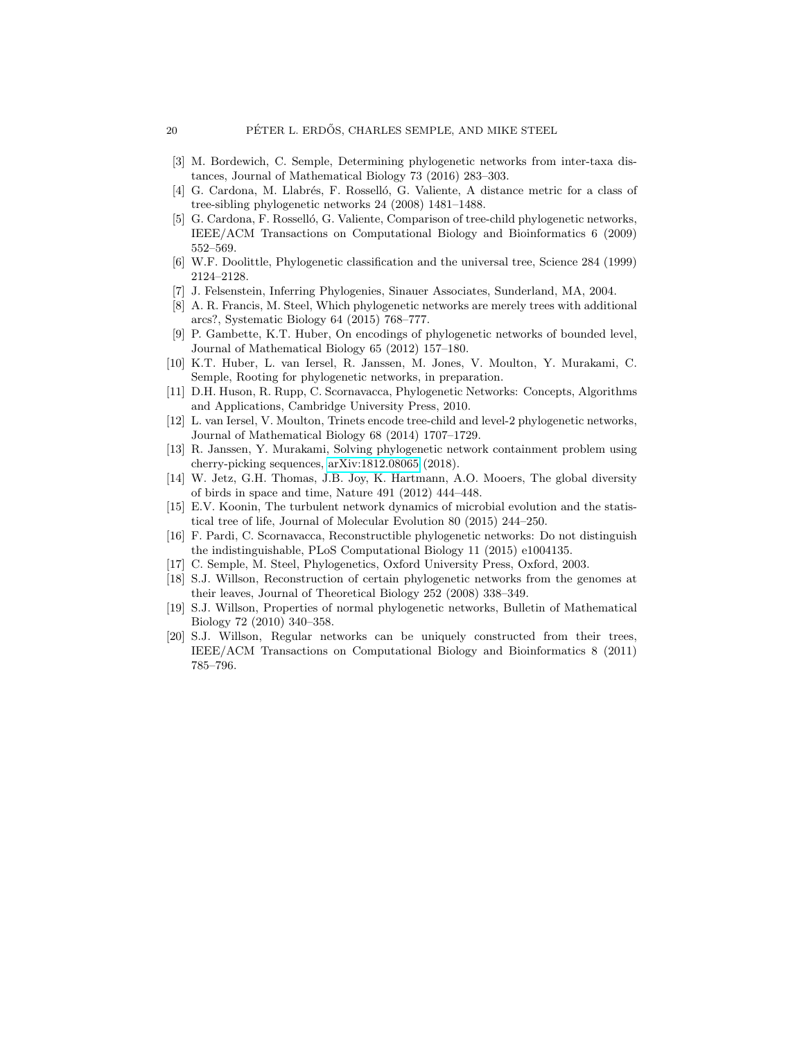[3] M. Bordewich, C. Semple, Determining phylogenetic networks from inter-taxa distances, Journal of Mathematical Biology 73 (2016) 283–303.

[4] G. Cardona, M. Llabrés, F. Rosselló, G. Valiente, A distance metric for a class of tree-sibling phylogenetic networks 24 (2008) 1481–1488.

[5] G. Cardona, F. Rosselló, G. Valiente, Comparison of tree-child phylogenetic networks, IEEE/ACM Transactions on Computational Biology and Bioinformatics 6 (2009) 552–569.

[6] W.F. Doolittle, Phylogenetic classification and the universal tree, Science 284 (1999) 2124–2128.

[7] J. Felsenstein, Inferring Phylogenies, Sinauer Associates, Sunderland, MA, 2004.

[8] A. R. Francis, M. Steel, Which phylogenetic networks are merely trees with additional arcs?, Systematic Biology 64 (2015) 768–777.

[9] P. Gambette, K.T. Huber, On encodings of phylogenetic networks of bounded level, Journal of Mathematical Biology 65 (2012) 157–180.

[10] K.T. Huber, L. van Iersel, R. Janssen, M. Jones, V. Moulton, Y. Murakami, C. Semple, Rooting for phylogenetic networks, in preparation.

[11] D.H. Huson, R. Rupp, C. Scornavacca, Phylogenetic Networks: Concepts, Algorithms and Applications, Cambridge University Press, 2010.

[12] L. van Iersel, V. Moulton, Trinets encode tree-child and level-2 phylogenetic networks, Journal of Mathematical Biology 68 (2014) 1707–1729.

[13] R. Janssen, Y. Murakami, Solving phylogenetic network containment problem using cherry-picking sequences, arXiv:1812.08065 (2018).

[14] W. Jetz, G.H. Thomas, J.B. Joy, K. Hartmann, A.O. Mooers, The global diversity of birds in space and time, Nature 491 (2012) 444–448.

[15] E.V. Koonin, The turbulent network dynamics of microbial evolution and the statistical tree of life, Journal of Molecular Evolution 80 (2015) 244–250.

[16] F. Pardi, C. Scornavacca, Reconstructible phylogenetic networks: Do not distinguish the indistinguishable, PLoS Computational Biology 11 (2015) e1004135.

[17] C. Semple, M. Steel, Phylogenetics, Oxford University Press, Oxford, 2003.

[18] S.J. Willson, Reconstruction of certain phylogenetic networks from the genomes at their leaves, Journal of Theoretical Biology 252 (2008) 338–349.

[19] S.J. Willson, Properties of normal phylogenetic networks, Bulletin of Mathematical Biology 72 (2010) 340–358.

[20] S.J. Willson, Regular networks can be uniquely constructed from their trees, IEEE/ACM Transactions on Computational Biology and Bioinformatics 8 (2011) 785–796.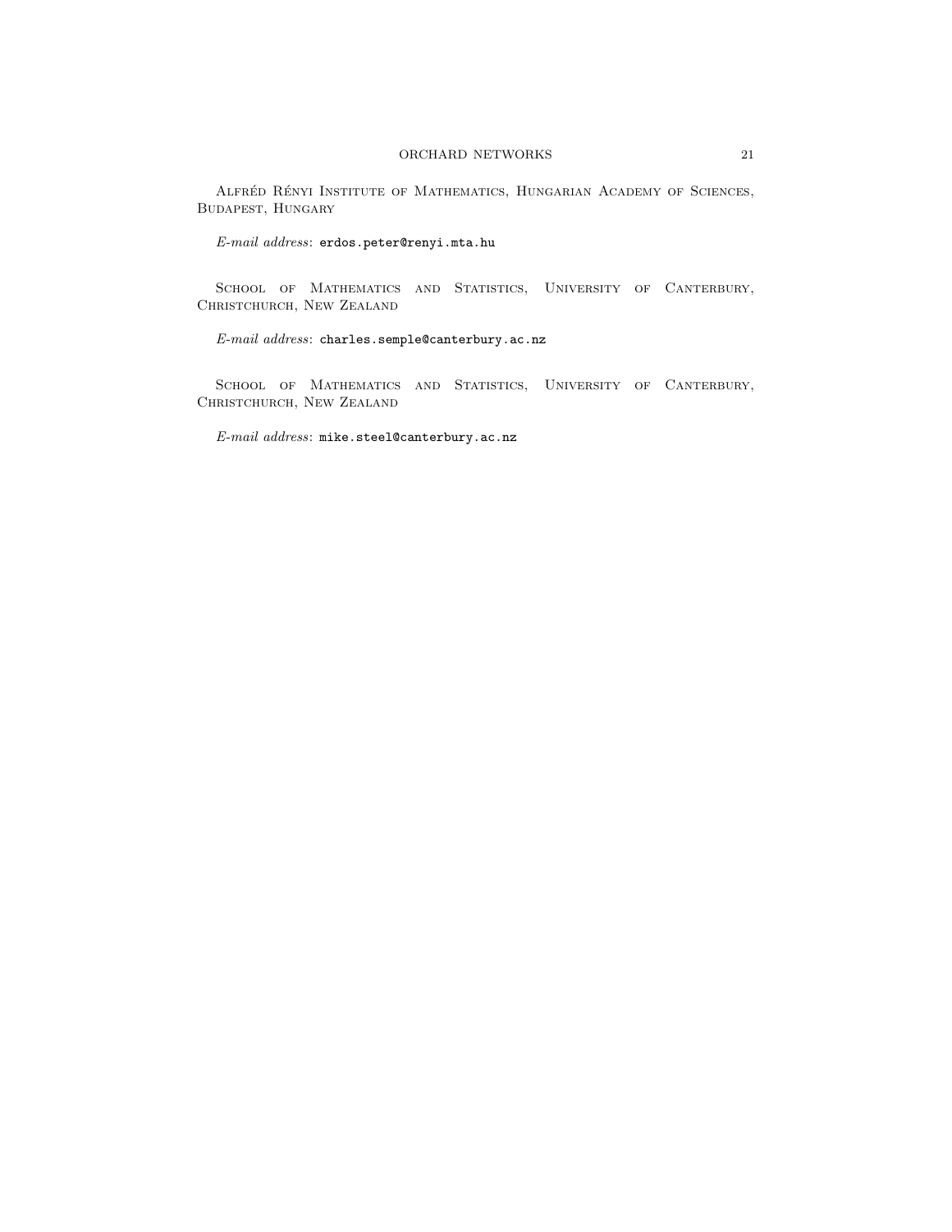Alfréd Rényi Institute of Mathematics, Hungarian Academy of Sciences, Budapest, Hungary

*E-mail address*: erdos.peter@renyi.mta.hu

School of Mathematics and Statistics, University of Canterbury, Christchurch, New Zealand

*E-mail address*: charles.semple@canterbury.ac.nz

School of Mathematics and Statistics, University of Canterbury, Christchurch, New Zealand

*E-mail address*: mike.steel@canterbury.ac.nz